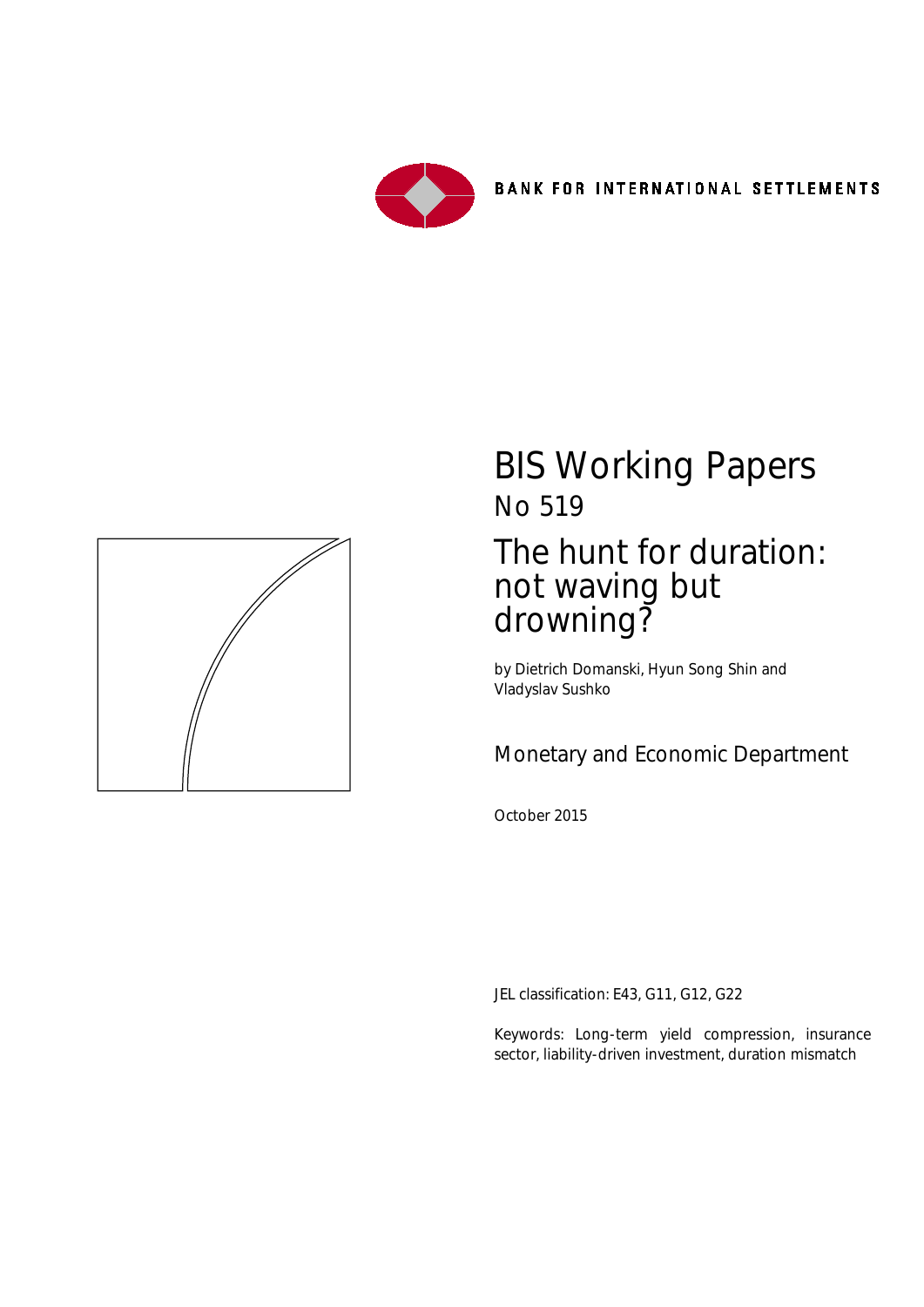BANK FOR INTERNATIONAL SETTLEMENTS

# BIS Working Papers

## No 519

# The hunt for duration: not waving but drowning?

by Dietrich Domanski, Hyun Song Shin and Vladyslav Sushko

Monetary and Economic Department

October 2015

JEL classification: E43, G11, G12, G22

Keywords: Long-term yield compression, insurance sector, liability-driven investment, duration mismatch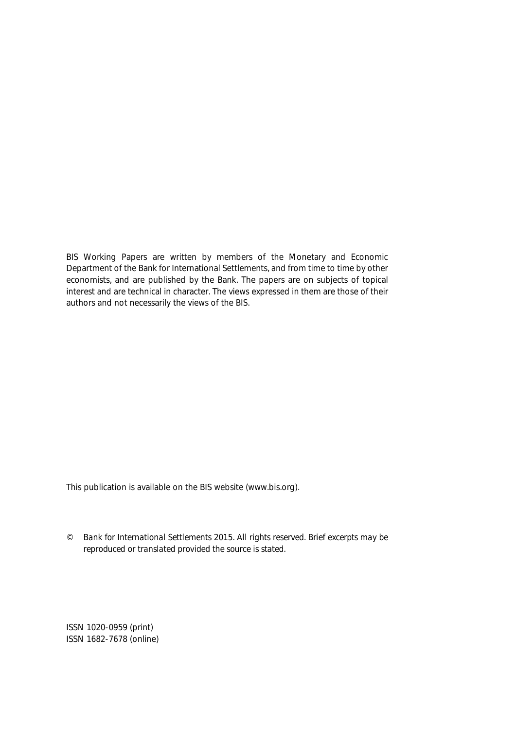BIS Working Papers are written by members of the Monetary and Economic Department of the Bank for International Settlements, and from time to time by other economists, and are published by the Bank. The papers are on subjects of topical interest and are technical in character. The views expressed in them are those of their authors and not necessarily the views of the BIS.

This publication is available on the BIS website (www.bis.org).

© Bank for International Settlements 2015. All rights reserved. Brief excerpts may be reproduced or translated provided the source is stated.

ISSN 1020-0959 (print)
ISSN 1682-7678 (online)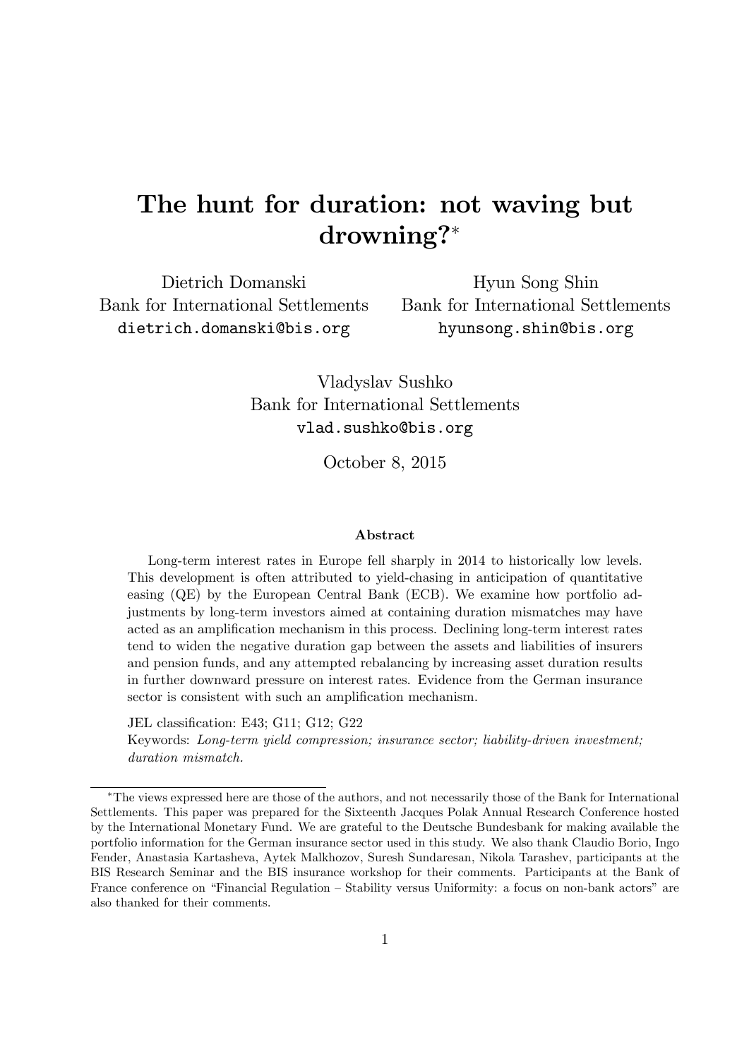# The hunt for duration: not waving but drowning?*

Dietrich Domanski
Bank for International Settlements
dietrich.domanski@bis.org

Hyun Song Shin
Bank for International Settlements
hyunsong.shin@bis.org

Vladyslav Sushko
Bank for International Settlements
vlad.sushko@bis.org

October 8, 2015

### Abstract

Long-term interest rates in Europe fell sharply in 2014 to historically low levels. This development is often attributed to yield-chasing in anticipation of quantitative easing (QE) by the European Central Bank (ECB). We examine how portfolio adjustments by long-term investors aimed at containing duration mismatches may have acted as an amplification mechanism in this process. Declining long-term interest rates tend to widen the negative duration gap between the assets and liabilities of insurers and pension funds, and any attempted rebalancing by increasing asset duration results in further downward pressure on interest rates. Evidence from the German insurance sector is consistent with such an amplification mechanism.

JEL classification: E43; G11; G12; G22

Keywords: *Long-term yield compression; insurance sector; liability-driven investment; duration mismatch.*

---

*The views expressed here are those of the authors, and not necessarily those of the Bank for International Settlements. This paper was prepared for the Sixteenth Jacques Polak Annual Research Conference hosted by the International Monetary Fund. We are grateful to the Deutsche Bundesbank for making available the portfolio information for the German insurance sector used in this study. We also thank Claudio Borio, Ingo Fender, Anastasia Kartasheva, Aytek Malkhozov, Suresh Sundaresan, Nikola Tarashev, participants at the BIS Research Seminar and the BIS insurance workshop for their comments. Participants at the Bank of France conference on "Financial Regulation – Stability versus Uniformity: a focus on non-bank actors" are also thanked for their comments.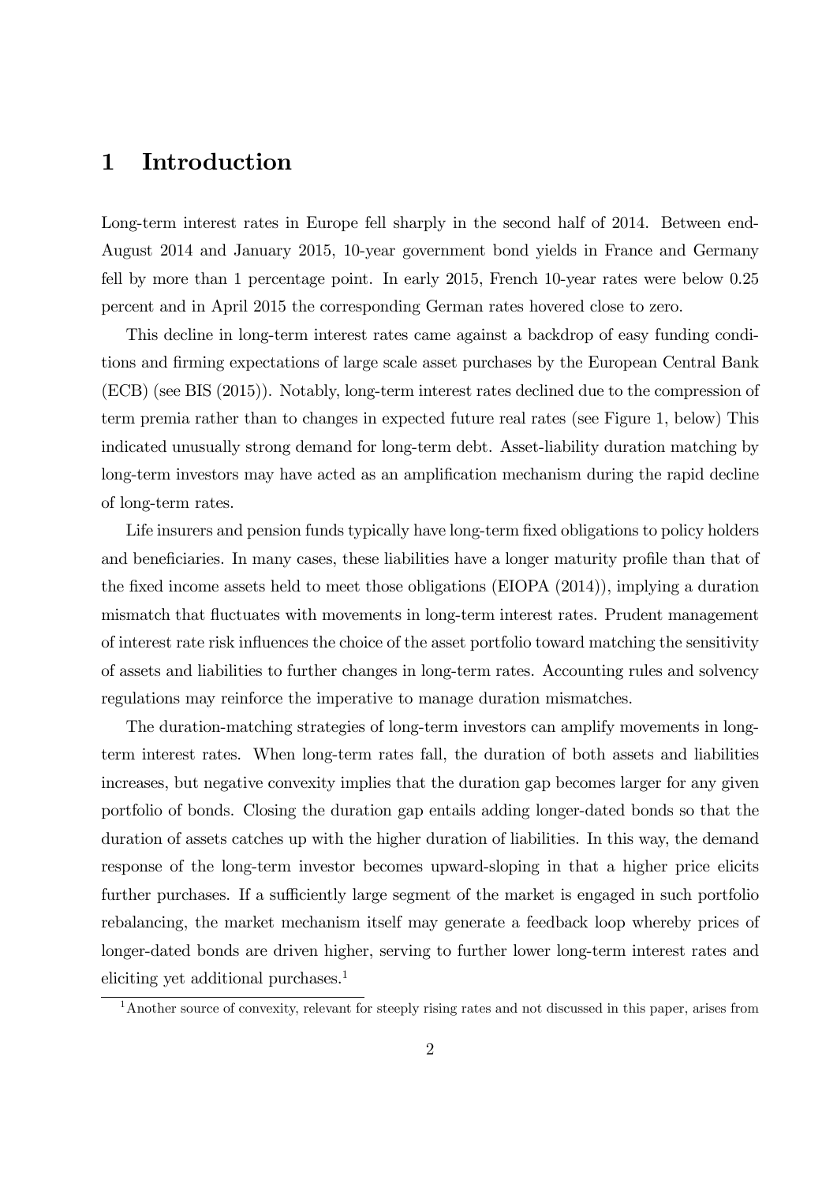# 1 Introduction

Long-term interest rates in Europe fell sharply in the second half of 2014. Between end-August 2014 and January 2015, 10-year government bond yields in France and Germany fell by more than 1 percentage point. In early 2015, French 10-year rates were below 0.25 percent and in April 2015 the corresponding German rates hovered close to zero.

This decline in long-term interest rates came against a backdrop of easy funding conditions and firming expectations of large scale asset purchases by the European Central Bank (ECB) (see BIS (2015)). Notably, long-term interest rates declined due to the compression of term premia rather than to changes in expected future real rates (see Figure 1, below) This indicated unusually strong demand for long-term debt. Asset-liability duration matching by long-term investors may have acted as an amplification mechanism during the rapid decline of long-term rates.

Life insurers and pension funds typically have long-term fixed obligations to policy holders and beneficiaries. In many cases, these liabilities have a longer maturity profile than that of the fixed income assets held to meet those obligations (EIOPA (2014)), implying a duration mismatch that fluctuates with movements in long-term interest rates. Prudent management of interest rate risk influences the choice of the asset portfolio toward matching the sensitivity of assets and liabilities to further changes in long-term rates. Accounting rules and solvency regulations may reinforce the imperative to manage duration mismatches.

The duration-matching strategies of long-term investors can amplify movements in long-term interest rates. When long-term rates fall, the duration of both assets and liabilities increases, but negative convexity implies that the duration gap becomes larger for any given portfolio of bonds. Closing the duration gap entails adding longer-dated bonds so that the duration of assets catches up with the higher duration of liabilities. In this way, the demand response of the long-term investor becomes upward-sloping in that a higher price elicits further purchases. If a sufficiently large segment of the market is engaged in such portfolio rebalancing, the market mechanism itself may generate a feedback loop whereby prices of longer-dated bonds are driven higher, serving to further lower long-term interest rates and eliciting yet additional purchases.[1]

[1] Another source of convexity, relevant for steeply rising rates and not discussed in this paper, arises from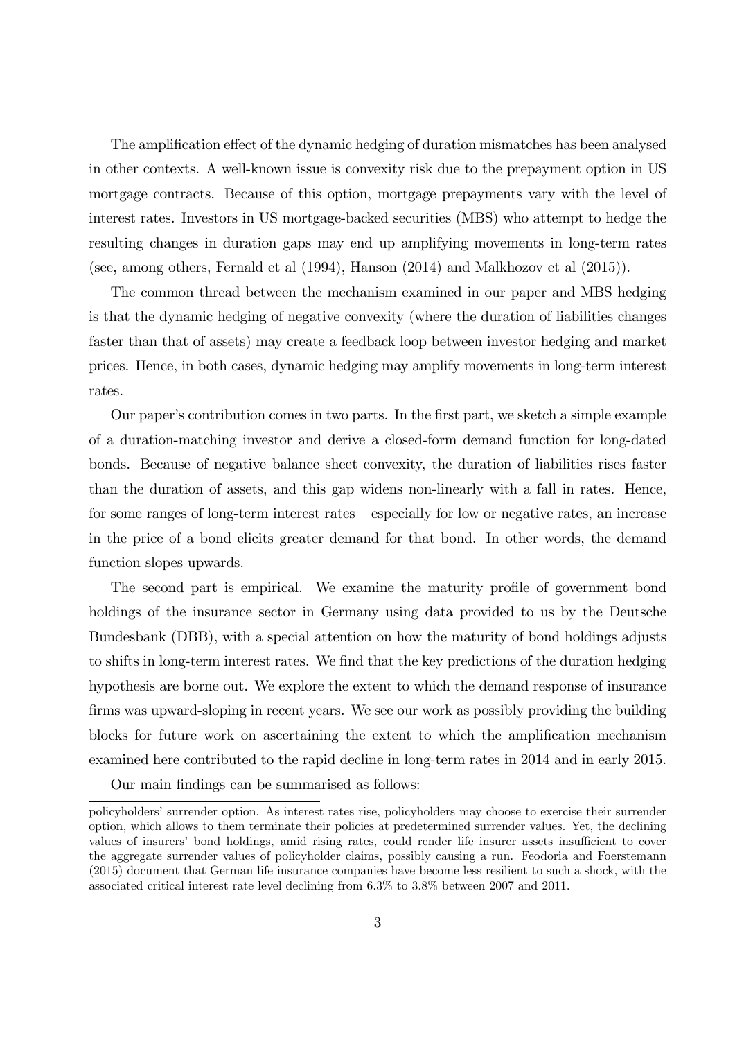The amplification effect of the dynamic hedging of duration mismatches has been analysed in other contexts. A well-known issue is convexity risk due to the prepayment option in US mortgage contracts. Because of this option, mortgage prepayments vary with the level of interest rates. Investors in US mortgage-backed securities (MBS) who attempt to hedge the resulting changes in duration gaps may end up amplifying movements in long-term rates (see, among others, Fernald et al (1994), Hanson (2014) and Malkhozov et al (2015)).

The common thread between the mechanism examined in our paper and MBS hedging is that the dynamic hedging of negative convexity (where the duration of liabilities changes faster than that of assets) may create a feedback loop between investor hedging and market prices. Hence, in both cases, dynamic hedging may amplify movements in long-term interest rates.

Our paper's contribution comes in two parts. In the first part, we sketch a simple example of a duration-matching investor and derive a closed-form demand function for long-dated bonds. Because of negative balance sheet convexity, the duration of liabilities rises faster than the duration of assets, and this gap widens non-linearly with a fall in rates. Hence, for some ranges of long-term interest rates – especially for low or negative rates, an increase in the price of a bond elicits greater demand for that bond. In other words, the demand function slopes upwards.

The second part is empirical. We examine the maturity profile of government bond holdings of the insurance sector in Germany using data provided to us by the Deutsche Bundesbank (DBB), with a special attention on how the maturity of bond holdings adjusts to shifts in long-term interest rates. We find that the key predictions of the duration hedging hypothesis are borne out. We explore the extent to which the demand response of insurance firms was upward-sloping in recent years. We see our work as possibly providing the building blocks for future work on ascertaining the extent to which the amplification mechanism examined here contributed to the rapid decline in long-term rates in 2014 and in early 2015.

Our main findings can be summarised as follows:

policyholders' surrender option. As interest rates rise, policyholders may choose to exercise their surrender option, which allows to them terminate their policies at predetermined surrender values. Yet, the declining values of insurers' bond holdings, amid rising rates, could render life insurer assets insufficient to cover the aggregate surrender values of policyholder claims, possibly causing a run. Feodoria and Foerstemann (2015) document that German life insurance companies have become less resilient to such a shock, with the associated critical interest rate level declining from 6.3% to 3.8% between 2007 and 2011.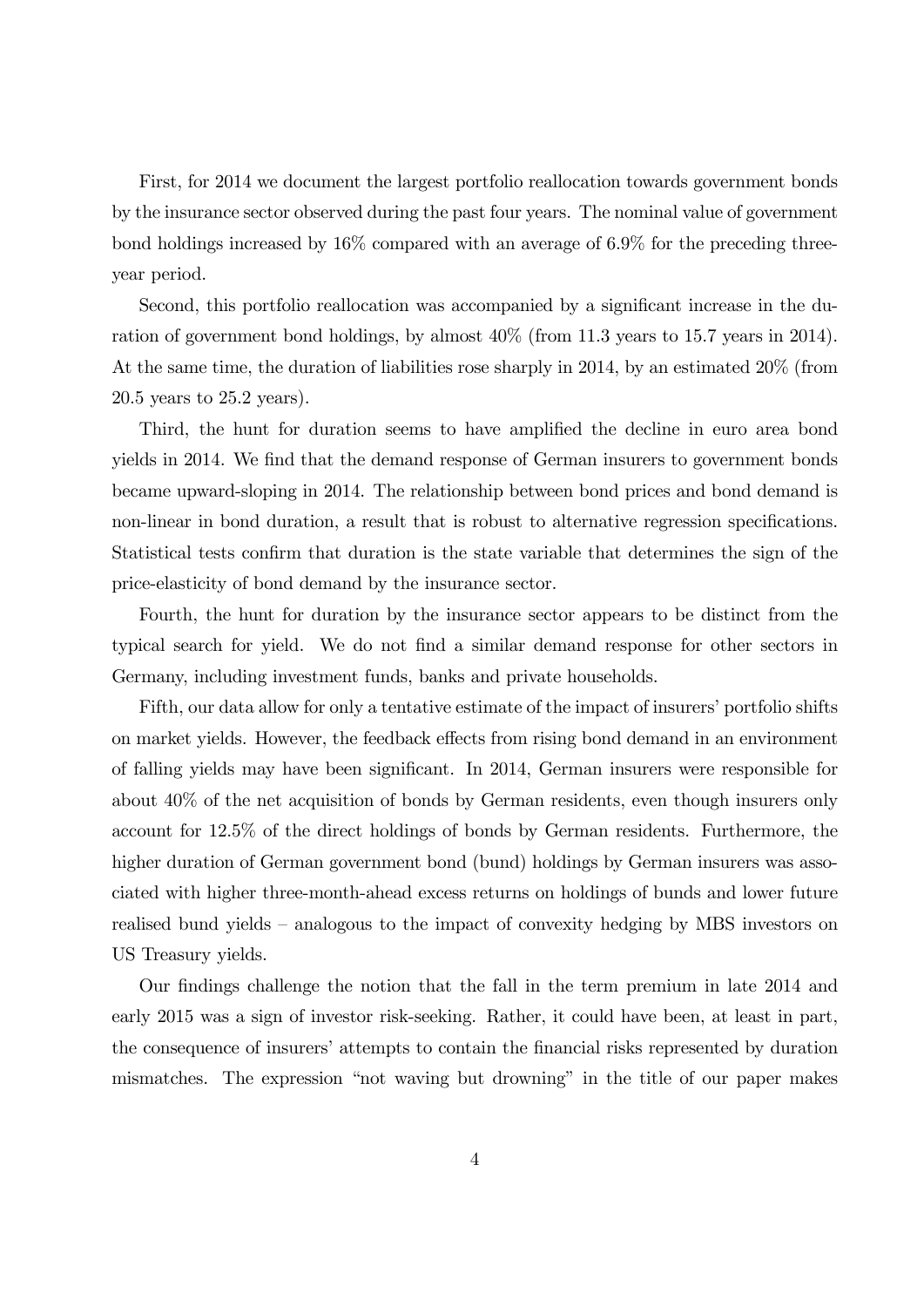First, for 2014 we document the largest portfolio reallocation towards government bonds by the insurance sector observed during the past four years. The nominal value of government bond holdings increased by 16% compared with an average of 6.9% for the preceding three-year period.

Second, this portfolio reallocation was accompanied by a significant increase in the duration of government bond holdings, by almost 40% (from 11.3 years to 15.7 years in 2014). At the same time, the duration of liabilities rose sharply in 2014, by an estimated 20% (from 20.5 years to 25.2 years).

Third, the hunt for duration seems to have amplified the decline in euro area bond yields in 2014. We find that the demand response of German insurers to government bonds became upward-sloping in 2014. The relationship between bond prices and bond demand is non-linear in bond duration, a result that is robust to alternative regression specifications. Statistical tests confirm that duration is the state variable that determines the sign of the price-elasticity of bond demand by the insurance sector.

Fourth, the hunt for duration by the insurance sector appears to be distinct from the typical search for yield. We do not find a similar demand response for other sectors in Germany, including investment funds, banks and private households.

Fifth, our data allow for only a tentative estimate of the impact of insurers' portfolio shifts on market yields. However, the feedback effects from rising bond demand in an environment of falling yields may have been significant. In 2014, German insurers were responsible for about 40% of the net acquisition of bonds by German residents, even though insurers only account for 12.5% of the direct holdings of bonds by German residents. Furthermore, the higher duration of German government bond (bund) holdings by German insurers was associated with higher three-month-ahead excess returns on holdings of bunds and lower future realised bund yields – analogous to the impact of convexity hedging by MBS investors on US Treasury yields.

Our findings challenge the notion that the fall in the term premium in late 2014 and early 2015 was a sign of investor risk-seeking. Rather, it could have been, at least in part, the consequence of insurers' attempts to contain the financial risks represented by duration mismatches. The expression "not waving but drowning" in the title of our paper makes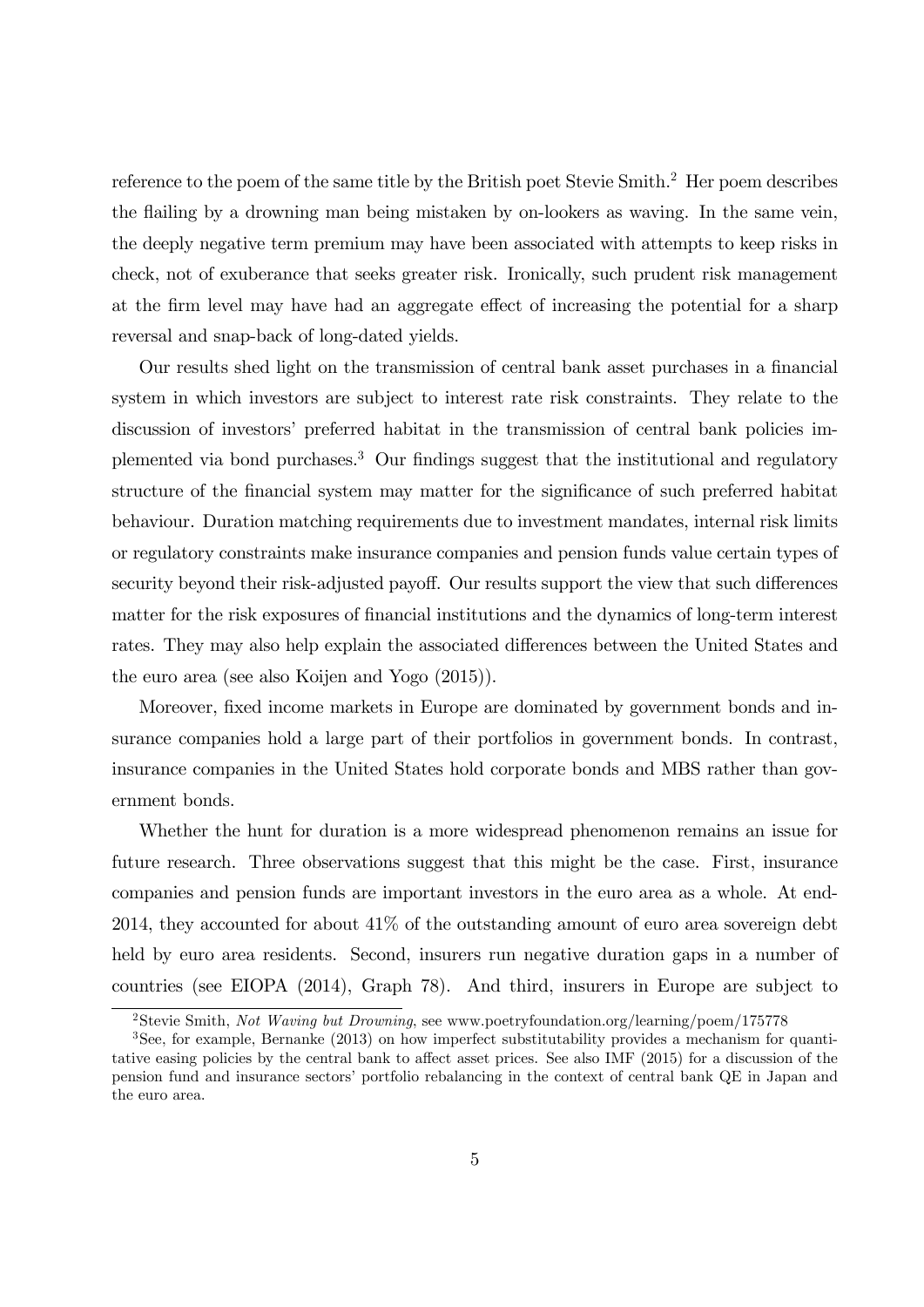reference to the poem of the same title by the British poet Stevie Smith.[2] Her poem describes the flailing by a drowning man being mistaken by on-lookers as waving. In the same vein, the deeply negative term premium may have been associated with attempts to keep risks in check, not of exuberance that seeks greater risk. Ironically, such prudent risk management at the firm level may have had an aggregate effect of increasing the potential for a sharp reversal and snap-back of long-dated yields.

Our results shed light on the transmission of central bank asset purchases in a financial system in which investors are subject to interest rate risk constraints. They relate to the discussion of investors' preferred habitat in the transmission of central bank policies implemented via bond purchases.[3] Our findings suggest that the institutional and regulatory structure of the financial system may matter for the significance of such preferred habitat behaviour. Duration matching requirements due to investment mandates, internal risk limits or regulatory constraints make insurance companies and pension funds value certain types of security beyond their risk-adjusted payoff. Our results support the view that such differences matter for the risk exposures of financial institutions and the dynamics of long-term interest rates. They may also help explain the associated differences between the United States and the euro area (see also Koijen and Yogo (2015)).

Moreover, fixed income markets in Europe are dominated by government bonds and insurance companies hold a large part of their portfolios in government bonds. In contrast, insurance companies in the United States hold corporate bonds and MBS rather than government bonds.

Whether the hunt for duration is a more widespread phenomenon remains an issue for future research. Three observations suggest that this might be the case. First, insurance companies and pension funds are important investors in the euro area as a whole. At end-2014, they accounted for about 41% of the outstanding amount of euro area sovereign debt held by euro area residents. Second, insurers run negative duration gaps in a number of countries (see EIOPA (2014), Graph 78). And third, insurers in Europe are subject to

[2] Stevie Smith, *Not Waving but Drowning*, see www.poetryfoundation.org/learning/poem/175778

[3] See, for example, Bernanke (2013) on how imperfect substitutability provides a mechanism for quantitative easing policies by the central bank to affect asset prices. See also IMF (2015) for a discussion of the pension fund and insurance sectors' portfolio rebalancing in the context of central bank QE in Japan and the euro area.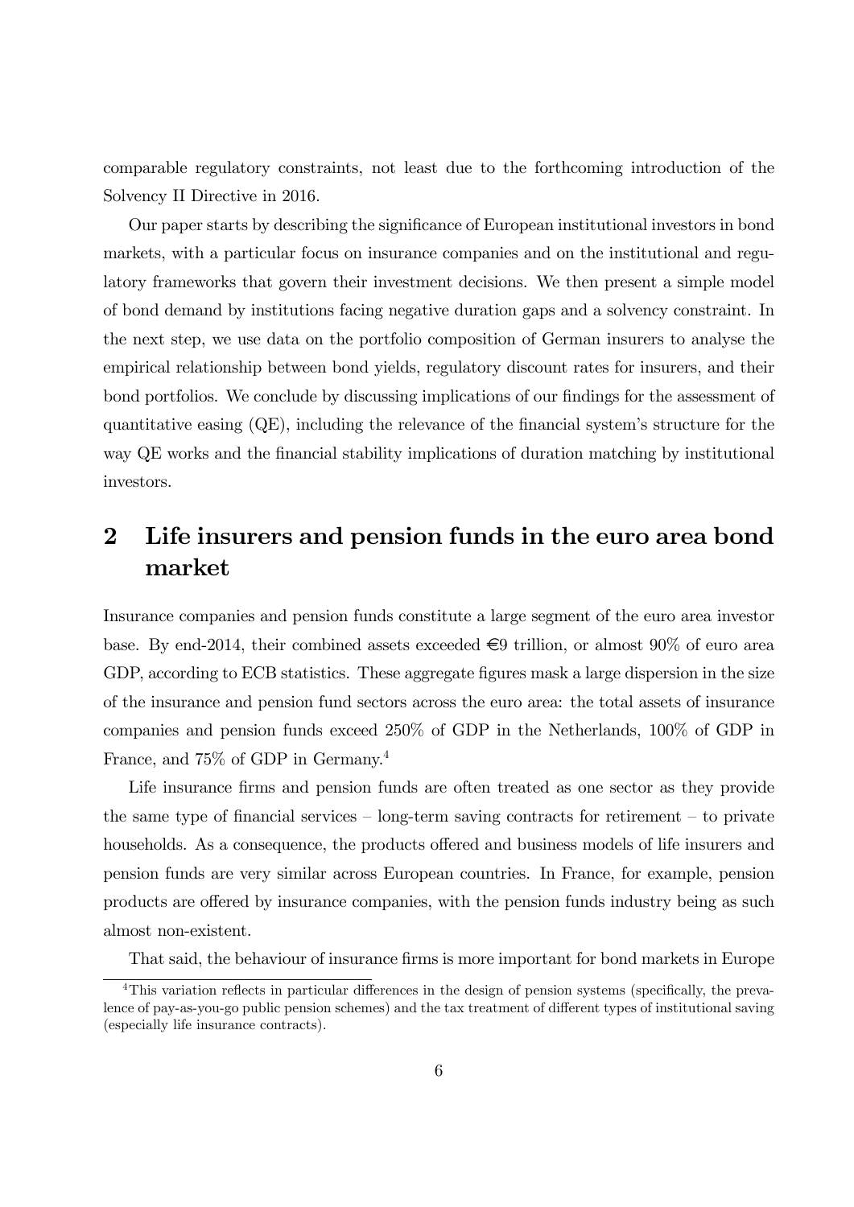comparable regulatory constraints, not least due to the forthcoming introduction of the Solvency II Directive in 2016.

Our paper starts by describing the significance of European institutional investors in bond markets, with a particular focus on insurance companies and on the institutional and regulatory frameworks that govern their investment decisions. We then present a simple model of bond demand by institutions facing negative duration gaps and a solvency constraint. In the next step, we use data on the portfolio composition of German insurers to analyse the empirical relationship between bond yields, regulatory discount rates for insurers, and their bond portfolios. We conclude by discussing implications of our findings for the assessment of quantitative easing (QE), including the relevance of the financial system's structure for the way QE works and the financial stability implications of duration matching by institutional investors.

## 2 Life insurers and pension funds in the euro area bond market

Insurance companies and pension funds constitute a large segment of the euro area investor base. By end-2014, their combined assets exceeded €9 trillion, or almost 90% of euro area GDP, according to ECB statistics. These aggregate figures mask a large dispersion in the size of the insurance and pension fund sectors across the euro area: the total assets of insurance companies and pension funds exceed 250% of GDP in the Netherlands, 100% of GDP in France, and 75% of GDP in Germany.[4]

Life insurance firms and pension funds are often treated as one sector as they provide the same type of financial services – long-term saving contracts for retirement – to private households. As a consequence, the products offered and business models of life insurers and pension funds are very similar across European countries. In France, for example, pension products are offered by insurance companies, with the pension funds industry being as such almost non-existent.

That said, the behaviour of insurance firms is more important for bond markets in Europe

[4]This variation reflects in particular differences in the design of pension systems (specifically, the prevalence of pay-as-you-go public pension schemes) and the tax treatment of different types of institutional saving (especially life insurance contracts).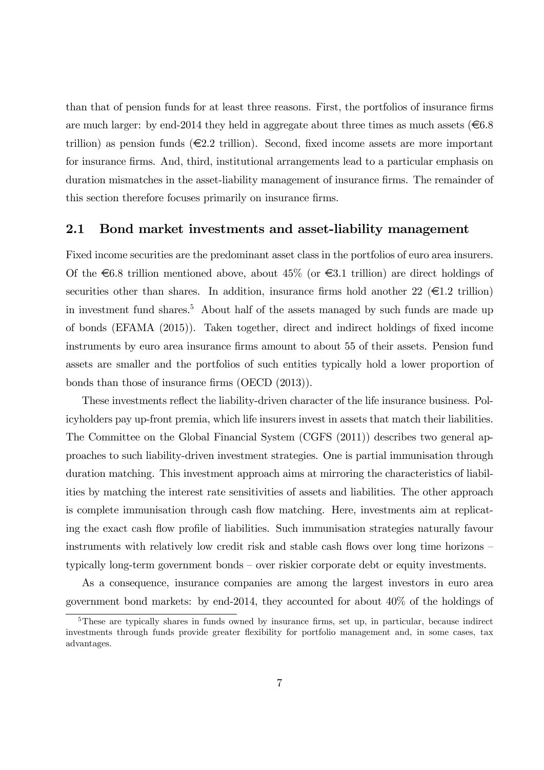than that of pension funds for at least three reasons. First, the portfolios of insurance firms are much larger: by end-2014 they held in aggregate about three times as much assets (€6.8 trillion) as pension funds (€2.2 trillion). Second, fixed income assets are more important for insurance firms. And, third, institutional arrangements lead to a particular emphasis on duration mismatches in the asset-liability management of insurance firms. The remainder of this section therefore focuses primarily on insurance firms.

## 2.1 Bond market investments and asset-liability management

Fixed income securities are the predominant asset class in the portfolios of euro area insurers. Of the €6.8 trillion mentioned above, about 45% (or €3.1 trillion) are direct holdings of securities other than shares. In addition, insurance firms hold another 22 (€1.2 trillion) in investment fund shares.[5] About half of the assets managed by such funds are made up of bonds (EFAMA (2015)). Taken together, direct and indirect holdings of fixed income instruments by euro area insurance firms amount to about 55 of their assets. Pension fund assets are smaller and the portfolios of such entities typically hold a lower proportion of bonds than those of insurance firms (OECD (2013)).

These investments reflect the liability-driven character of the life insurance business. Policyholders pay up-front premia, which life insurers invest in assets that match their liabilities. The Committee on the Global Financial System (CGFS (2011)) describes two general approaches to such liability-driven investment strategies. One is partial immunisation through duration matching. This investment approach aims at mirroring the characteristics of liabilities by matching the interest rate sensitivities of assets and liabilities. The other approach is complete immunisation through cash flow matching. Here, investments aim at replicating the exact cash flow profile of liabilities. Such immunisation strategies naturally favour instruments with relatively low credit risk and stable cash flows over long time horizons – typically long-term government bonds – over riskier corporate debt or equity investments.

As a consequence, insurance companies are among the largest investors in euro area government bond markets: by end-2014, they accounted for about 40% of the holdings of

[5] These are typically shares in funds owned by insurance firms, set up, in particular, because indirect investments through funds provide greater flexibility for portfolio management and, in some cases, tax advantages.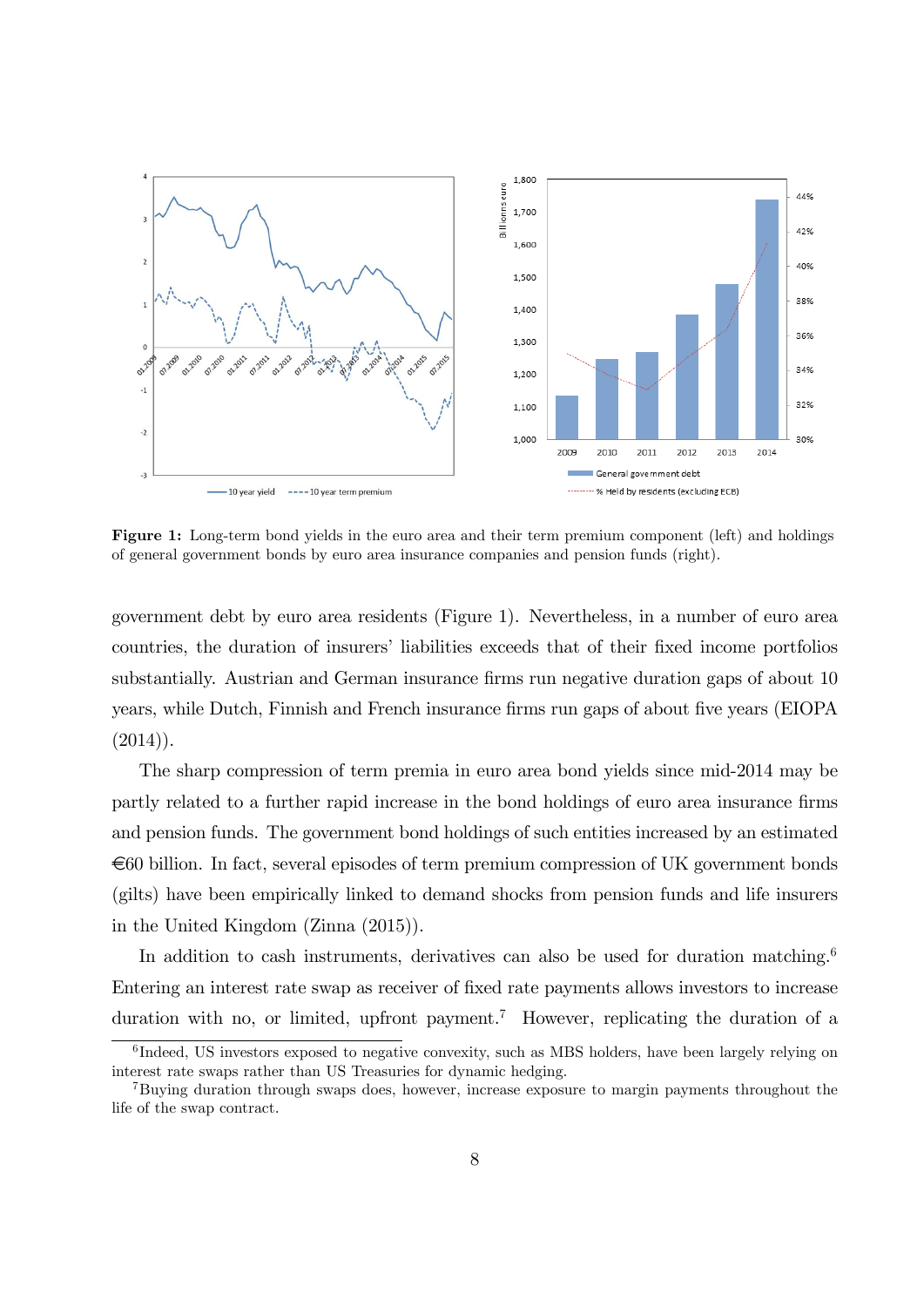**Figure 1:** Long-term bond yields in the euro area and their term premium component (left) and holdings of general government bonds by euro area insurance companies and pension funds (right).

government debt by euro area residents (Figure 1). Nevertheless, in a number of euro area countries, the duration of insurers' liabilities exceeds that of their fixed income portfolios substantially. Austrian and German insurance firms run negative duration gaps of about 10 years, while Dutch, Finnish and French insurance firms run gaps of about five years (EIOPA (2014)).

The sharp compression of term premia in euro area bond yields since mid-2014 may be partly related to a further rapid increase in the bond holdings of euro area insurance firms and pension funds. The government bond holdings of such entities increased by an estimated €60 billion. In fact, several episodes of term premium compression of UK government bonds (gilts) have been empirically linked to demand shocks from pension funds and life insurers in the United Kingdom (Zinna (2015)).

In addition to cash instruments, derivatives can also be used for duration matching.[6] Entering an interest rate swap as receiver of fixed rate payments allows investors to increase duration with no, or limited, upfront payment.[7] However, replicating the duration of a

[6] Indeed, US investors exposed to negative convexity, such as MBS holders, have been largely relying on interest rate swaps rather than US Treasuries for dynamic hedging.

[7] Buying duration through swaps does, however, increase exposure to margin payments throughout the life of the swap contract.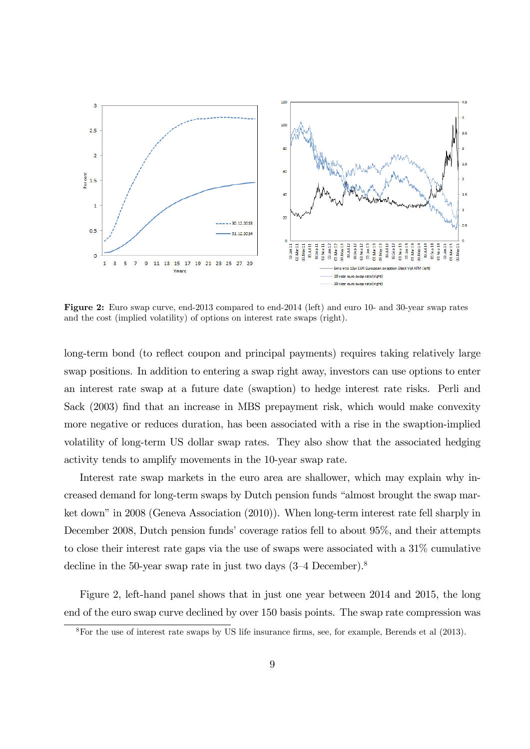**Figure 2:** Euro swap curve, end-2013 compared to end-2014 (left) and euro 10- and 30-year swap rates and the cost (implied volatility) of options on interest rate swaps (right).

long-term bond (to reflect coupon and principal payments) requires taking relatively large swap positions. In addition to entering a swap right away, investors can use options to enter an interest rate swap at a future date (swaption) to hedge interest rate risks. Perli and Sack (2003) find that an increase in MBS prepayment risk, which would make convexity more negative or reduces duration, has been associated with a rise in the swaption-implied volatility of long-term US dollar swap rates. They also show that the associated hedging activity tends to amplify movements in the 10-year swap rate.

Interest rate swap markets in the euro area are shallower, which may explain why increased demand for long-term swaps by Dutch pension funds "almost brought the swap market down" in 2008 (Geneva Association (2010)). When long-term interest rate fell sharply in December 2008, Dutch pension funds' coverage ratios fell to about 95%, and their attempts to close their interest rate gaps via the use of swaps were associated with a 31% cumulative decline in the 50-year swap rate in just two days (3–4 December).[8]

Figure 2, left-hand panel shows that in just one year between 2014 and 2015, the long end of the euro swap curve declined by over 150 basis points. The swap rate compression was

[8]For the use of interest rate swaps by US life insurance firms, see, for example, Berends et al (2013).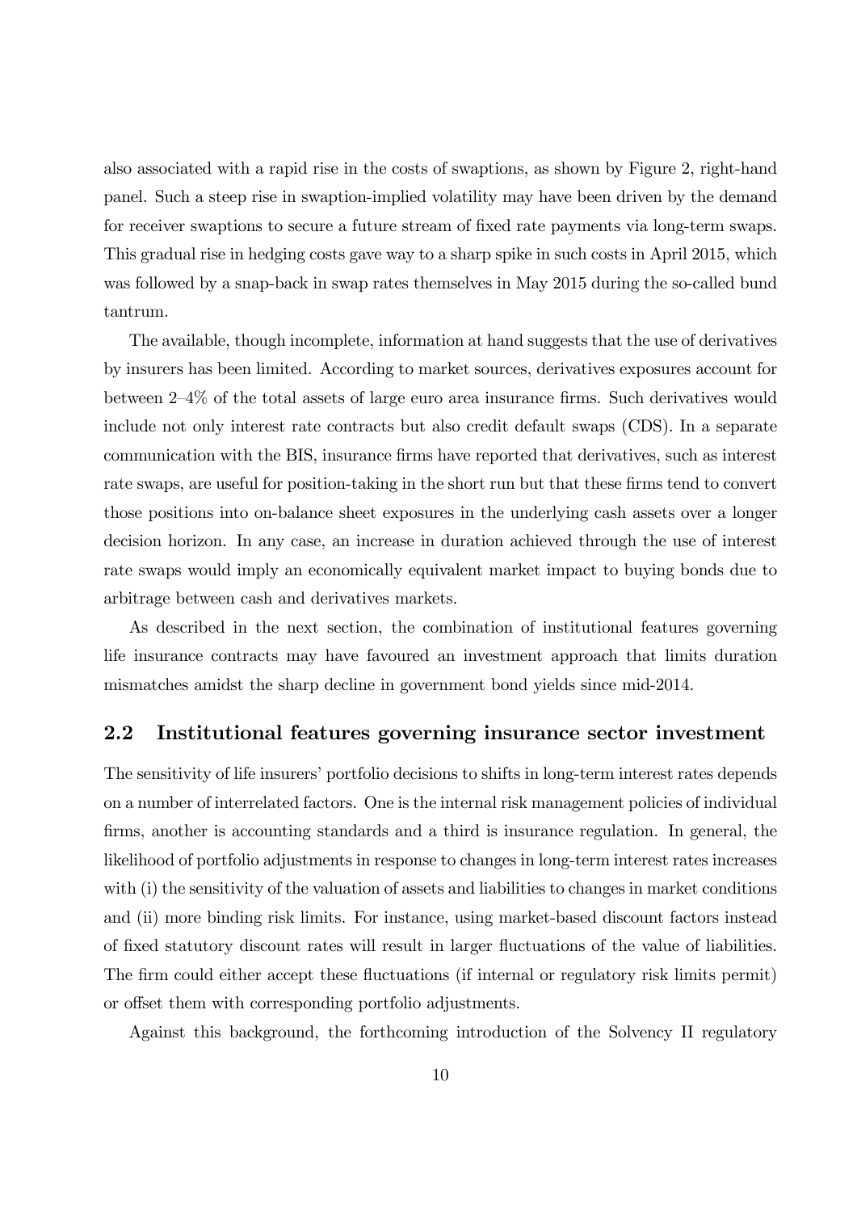also associated with a rapid rise in the costs of swaptions, as shown by Figure 2, right-hand panel. Such a steep rise in swaption-implied volatility may have been driven by the demand for receiver swaptions to secure a future stream of fixed rate payments via long-term swaps. This gradual rise in hedging costs gave way to a sharp spike in such costs in April 2015, which was followed by a snap-back in swap rates themselves in May 2015 during the so-called bund tantrum.

The available, though incomplete, information at hand suggests that the use of derivatives by insurers has been limited. According to market sources, derivatives exposures account for between 2–4% of the total assets of large euro area insurance firms. Such derivatives would include not only interest rate contracts but also credit default swaps (CDS). In a separate communication with the BIS, insurance firms have reported that derivatives, such as interest rate swaps, are useful for position-taking in the short run but that these firms tend to convert those positions into on-balance sheet exposures in the underlying cash assets over a longer decision horizon. In any case, an increase in duration achieved through the use of interest rate swaps would imply an economically equivalent market impact to buying bonds due to arbitrage between cash and derivatives markets.

As described in the next section, the combination of institutional features governing life insurance contracts may have favoured an investment approach that limits duration mismatches amidst the sharp decline in government bond yields since mid-2014.

## 2.2 Institutional features governing insurance sector investment

The sensitivity of life insurers' portfolio decisions to shifts in long-term interest rates depends on a number of interrelated factors. One is the internal risk management policies of individual firms, another is accounting standards and a third is insurance regulation. In general, the likelihood of portfolio adjustments in response to changes in long-term interest rates increases with (i) the sensitivity of the valuation of assets and liabilities to changes in market conditions and (ii) more binding risk limits. For instance, using market-based discount factors instead of fixed statutory discount rates will result in larger fluctuations of the value of liabilities. The firm could either accept these fluctuations (if internal or regulatory risk limits permit) or offset them with corresponding portfolio adjustments.

Against this background, the forthcoming introduction of the Solvency II regulatory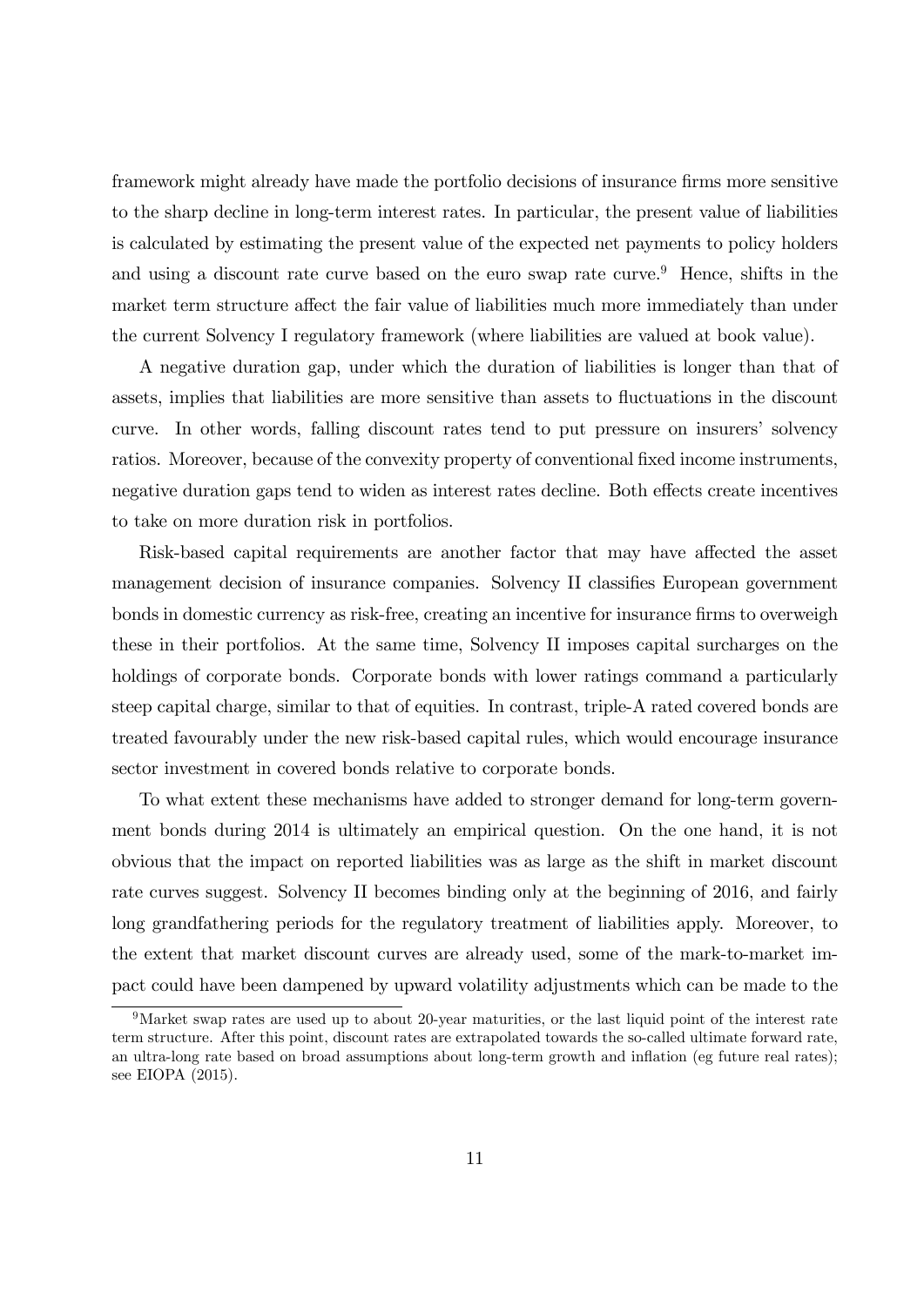framework might already have made the portfolio decisions of insurance firms more sensitive to the sharp decline in long-term interest rates. In particular, the present value of liabilities is calculated by estimating the present value of the expected net payments to policy holders and using a discount rate curve based on the euro swap rate curve.[9] Hence, shifts in the market term structure affect the fair value of liabilities much more immediately than under the current Solvency I regulatory framework (where liabilities are valued at book value).

A negative duration gap, under which the duration of liabilities is longer than that of assets, implies that liabilities are more sensitive than assets to fluctuations in the discount curve. In other words, falling discount rates tend to put pressure on insurers' solvency ratios. Moreover, because of the convexity property of conventional fixed income instruments, negative duration gaps tend to widen as interest rates decline. Both effects create incentives to take on more duration risk in portfolios.

Risk-based capital requirements are another factor that may have affected the asset management decision of insurance companies. Solvency II classifies European government bonds in domestic currency as risk-free, creating an incentive for insurance firms to overweigh these in their portfolios. At the same time, Solvency II imposes capital surcharges on the holdings of corporate bonds. Corporate bonds with lower ratings command a particularly steep capital charge, similar to that of equities. In contrast, triple-A rated covered bonds are treated favourably under the new risk-based capital rules, which would encourage insurance sector investment in covered bonds relative to corporate bonds.

To what extent these mechanisms have added to stronger demand for long-term government bonds during 2014 is ultimately an empirical question. On the one hand, it is not obvious that the impact on reported liabilities was as large as the shift in market discount rate curves suggest. Solvency II becomes binding only at the beginning of 2016, and fairly long grandfathering periods for the regulatory treatment of liabilities apply. Moreover, to the extent that market discount curves are already used, some of the mark-to-market impact could have been dampened by upward volatility adjustments which can be made to the

[9] Market swap rates are used up to about 20-year maturities, or the last liquid point of the interest rate term structure. After this point, discount rates are extrapolated towards the so-called ultimate forward rate, an ultra-long rate based on broad assumptions about long-term growth and inflation (eg future real rates); see EIOPA (2015).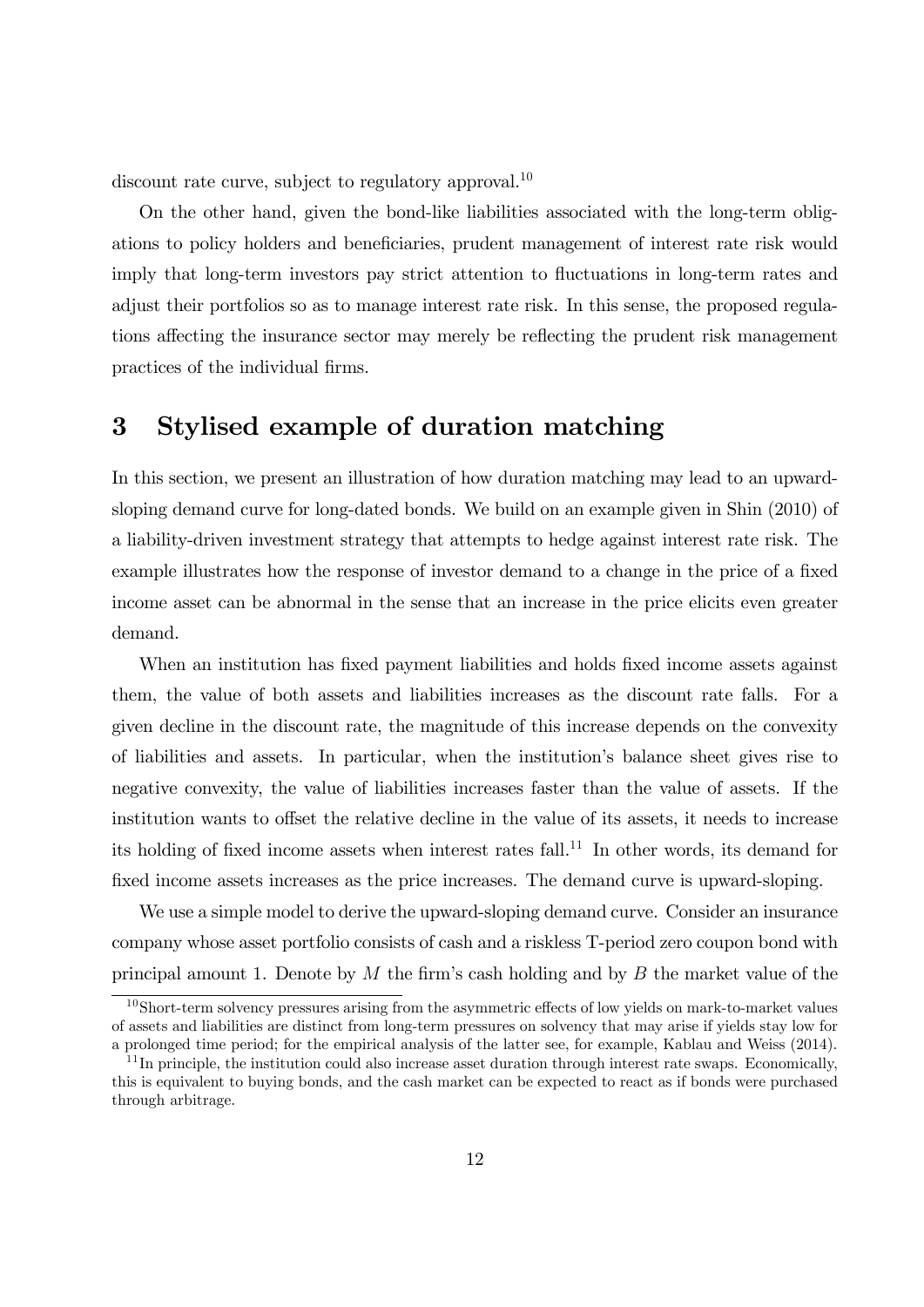discount rate curve, subject to regulatory approval.[10]

On the other hand, given the bond-like liabilities associated with the long-term obligations to policy holders and beneficiaries, prudent management of interest rate risk would imply that long-term investors pay strict attention to fluctuations in long-term rates and adjust their portfolios so as to manage interest rate risk. In this sense, the proposed regulations affecting the insurance sector may merely be reflecting the prudent risk management practices of the individual firms.

# 3 Stylised example of duration matching

In this section, we present an illustration of how duration matching may lead to an upward-sloping demand curve for long-dated bonds. We build on an example given in Shin (2010) of a liability-driven investment strategy that attempts to hedge against interest rate risk. The example illustrates how the response of investor demand to a change in the price of a fixed income asset can be abnormal in the sense that an increase in the price elicits even greater demand.

When an institution has fixed payment liabilities and holds fixed income assets against them, the value of both assets and liabilities increases as the discount rate falls. For a given decline in the discount rate, the magnitude of this increase depends on the convexity of liabilities and assets. In particular, when the institution's balance sheet gives rise to negative convexity, the value of liabilities increases faster than the value of assets. If the institution wants to offset the relative decline in the value of its assets, it needs to increase its holding of fixed income assets when interest rates fall.[11] In other words, its demand for fixed income assets increases as the price increases. The demand curve is upward-sloping.

We use a simple model to derive the upward-sloping demand curve. Consider an insurance company whose asset portfolio consists of cash and a riskless T-period zero coupon bond with principal amount 1. Denote by $M$ the firm's cash holding and by $B$ the market value of the

[10] Short-term solvency pressures arising from the asymmetric effects of low yields on mark-to-market values of assets and liabilities are distinct from long-term pressures on solvency that may arise if yields stay low for a prolonged time period; for the empirical analysis of the latter see, for example, Kablau and Weiss (2014).

[11] In principle, the institution could also increase asset duration through interest rate swaps. Economically, this is equivalent to buying bonds, and the cash market can be expected to react as if bonds were purchased through arbitrage.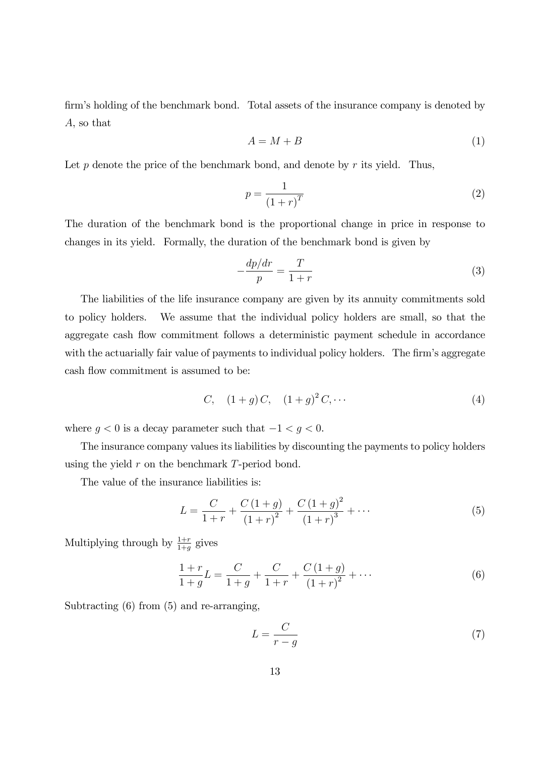firm's holding of the benchmark bond. Total assets of the insurance company is denoted by $A$, so that

$$A = M + B \tag{1}$$

Let $p$ denote the price of the benchmark bond, and denote by $r$ its yield. Thus,

$$p = \frac{1}{(1+r)^T} \tag{2}$$

The duration of the benchmark bond is the proportional change in price in response to changes in its yield. Formally, the duration of the benchmark bond is given by

$$-\frac{dp/dr}{p} = \frac{T}{1+r} \tag{3}$$

The liabilities of the life insurance company are given by its annuity commitments sold to policy holders. We assume that the individual policy holders are small, so that the aggregate cash flow commitment follows a deterministic payment schedule in accordance with the actuarially fair value of payments to individual policy holders. The firm's aggregate cash flow commitment is assumed to be:

$$C, \quad (1+g)\,C, \quad (1+g)^2\,C, \cdots \tag{4}$$

where $g < 0$ is a decay parameter such that $-1 < g < 0$.

The insurance company values its liabilities by discounting the payments to policy holders using the yield $r$ on the benchmark $T$-period bond.

The value of the insurance liabilities is:

$$L = \frac{C}{1+r} + \frac{C\,(1+g)}{(1+r)^2} + \frac{C\,(1+g)^2}{(1+r)^3} + \cdots \tag{5}$$

Multiplying through by $\frac{1+r}{1+g}$ gives

$$\frac{1+r}{1+g}L = \frac{C}{1+g} + \frac{C}{1+r} + \frac{C\,(1+g)}{(1+r)^2} + \cdots \tag{6}$$

Subtracting (6) from (5) and re-arranging,

$$L = \frac{C}{r-g} \tag{7}$$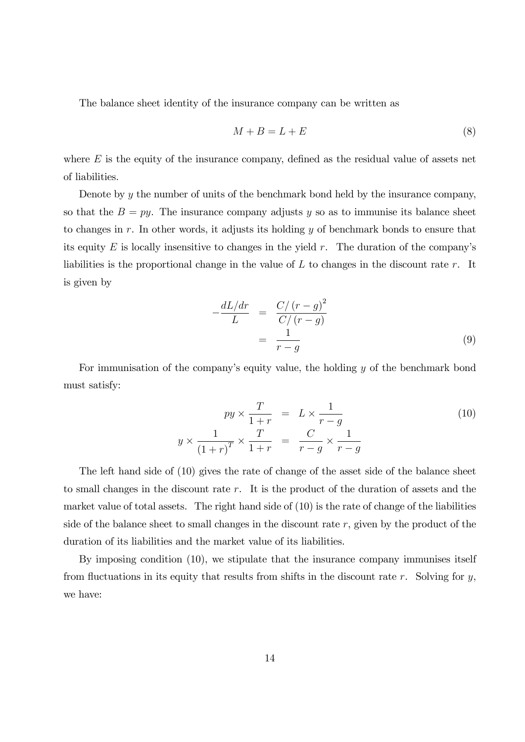The balance sheet identity of the insurance company can be written as

$$M + B = L + E \tag{8}$$

where $E$ is the equity of the insurance company, defined as the residual value of assets net of liabilities.

Denote by $y$ the number of units of the benchmark bond held by the insurance company, so that the $B = py$. The insurance company adjusts $y$ so as to immunise its balance sheet to changes in $r$. In other words, it adjusts its holding $y$ of benchmark bonds to ensure that its equity $E$ is locally insensitive to changes in the yield $r$. The duration of the company's liabilities is the proportional change in the value of $L$ to changes in the discount rate $r$. It is given by

$$\begin{aligned} -\frac{dL/dr}{L} &= \frac{C/(r-g)^2}{C/(r-g)} \\ &= \frac{1}{r-g} \end{aligned} \tag{9}$$

For immunisation of the company's equity value, the holding $y$ of the benchmark bond must satisfy:

$$\begin{aligned} py \times \frac{T}{1+r} &= L \times \frac{1}{r-g} \\ y \times \frac{1}{(1+r)^T} \times \frac{T}{1+r} &= \frac{C}{r-g} \times \frac{1}{r-g} \end{aligned} \tag{10}$$

The left hand side of (10) gives the rate of change of the asset side of the balance sheet to small changes in the discount rate $r$. It is the product of the duration of assets and the market value of total assets. The right hand side of (10) is the rate of change of the liabilities side of the balance sheet to small changes in the discount rate $r$, given by the product of the duration of its liabilities and the market value of its liabilities.

By imposing condition (10), we stipulate that the insurance company immunises itself from fluctuations in its equity that results from shifts in the discount rate $r$. Solving for $y$, we have: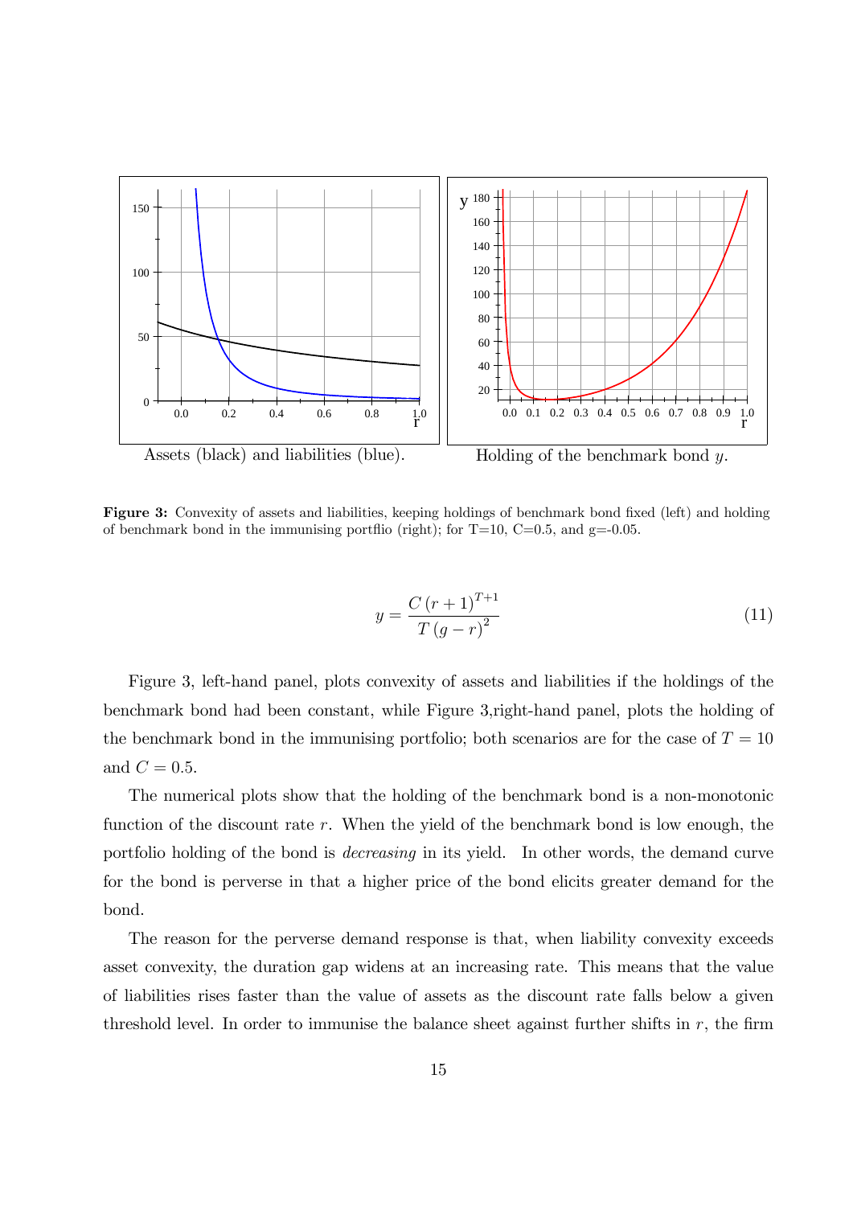Assets (black) and liabilities (blue).

Holding of the benchmark bond $y$.

**Figure 3:** Convexity of assets and liabilities, keeping holdings of benchmark bond fixed (left) and holding of benchmark bond in the immunising portflio (right); for T=10, C=0.5, and g=-0.05.

$$y = \frac{C\,(r+1)^{T+1}}{T\,(g-r)^2} \tag{11}$$

Figure 3, left-hand panel, plots convexity of assets and liabilities if the holdings of the benchmark bond had been constant, while Figure 3,right-hand panel, plots the holding of the benchmark bond in the immunising portfolio; both scenarios are for the case of $T = 10$ and $C = 0.5$.

The numerical plots show that the holding of the benchmark bond is a non-monotonic function of the discount rate $r$. When the yield of the benchmark bond is low enough, the portfolio holding of the bond is *decreasing* in its yield. In other words, the demand curve for the bond is perverse in that a higher price of the bond elicits greater demand for the bond.

The reason for the perverse demand response is that, when liability convexity exceeds asset convexity, the duration gap widens at an increasing rate. This means that the value of liabilities rises faster than the value of assets as the discount rate falls below a given threshold level. In order to immunise the balance sheet against further shifts in $r$, the firm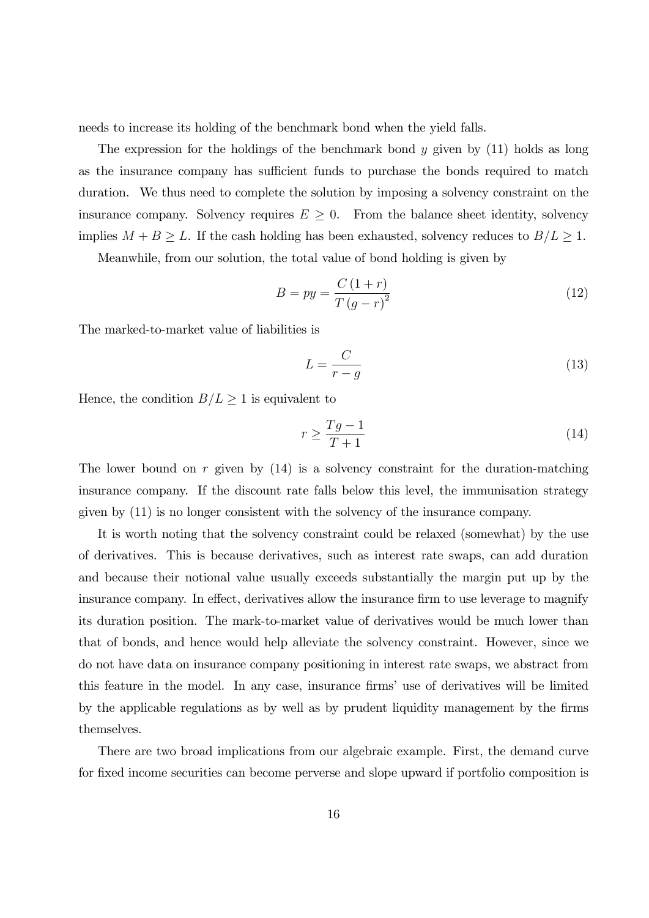needs to increase its holding of the benchmark bond when the yield falls.

The expression for the holdings of the benchmark bond $y$ given by (11) holds as long as the insurance company has sufficient funds to purchase the bonds required to match duration. We thus need to complete the solution by imposing a solvency constraint on the insurance company. Solvency requires $E \geq 0$. From the balance sheet identity, solvency implies $M + B \geq L$. If the cash holding has been exhausted, solvency reduces to $B/L \geq 1$.

Meanwhile, from our solution, the total value of bond holding is given by

$$B = py = \frac{C\,(1+r)}{T\,(g-r)^2} \tag{12}$$

The marked-to-market value of liabilities is

$$L = \frac{C}{r-g} \tag{13}$$

Hence, the condition $B/L \geq 1$ is equivalent to

$$r \geq \frac{Tg-1}{T+1} \tag{14}$$

The lower bound on $r$ given by (14) is a solvency constraint for the duration-matching insurance company. If the discount rate falls below this level, the immunisation strategy given by (11) is no longer consistent with the solvency of the insurance company.

It is worth noting that the solvency constraint could be relaxed (somewhat) by the use of derivatives. This is because derivatives, such as interest rate swaps, can add duration and because their notional value usually exceeds substantially the margin put up by the insurance company. In effect, derivatives allow the insurance firm to use leverage to magnify its duration position. The mark-to-market value of derivatives would be much lower than that of bonds, and hence would help alleviate the solvency constraint. However, since we do not have data on insurance company positioning in interest rate swaps, we abstract from this feature in the model. In any case, insurance firms' use of derivatives will be limited by the applicable regulations as by well as by prudent liquidity management by the firms themselves.

There are two broad implications from our algebraic example. First, the demand curve for fixed income securities can become perverse and slope upward if portfolio composition is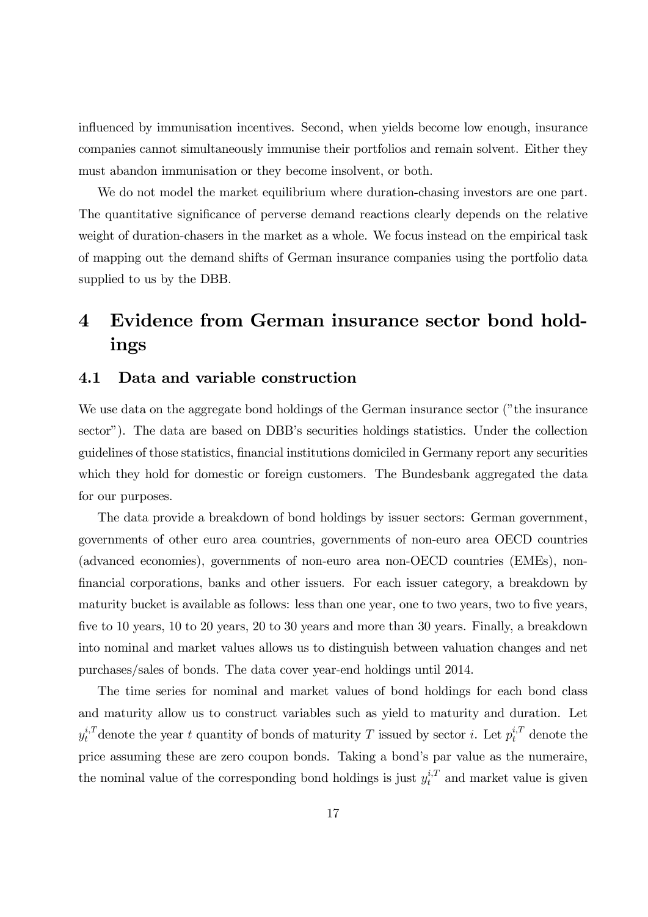influenced by immunisation incentives. Second, when yields become low enough, insurance companies cannot simultaneously immunise their portfolios and remain solvent. Either they must abandon immunisation or they become insolvent, or both.

We do not model the market equilibrium where duration-chasing investors are one part. The quantitative significance of perverse demand reactions clearly depends on the relative weight of duration-chasers in the market as a whole. We focus instead on the empirical task of mapping out the demand shifts of German insurance companies using the portfolio data supplied to us by the DBB.

# 4 Evidence from German insurance sector bond holdings

## 4.1 Data and variable construction

We use data on the aggregate bond holdings of the German insurance sector ("the insurance sector"). The data are based on DBB's securities holdings statistics. Under the collection guidelines of those statistics, financial institutions domiciled in Germany report any securities which they hold for domestic or foreign customers. The Bundesbank aggregated the data for our purposes.

The data provide a breakdown of bond holdings by issuer sectors: German government, governments of other euro area countries, governments of non-euro area OECD countries (advanced economies), governments of non-euro area non-OECD countries (EMEs), non-financial corporations, banks and other issuers. For each issuer category, a breakdown by maturity bucket is available as follows: less than one year, one to two years, two to five years, five to 10 years, 10 to 20 years, 20 to 30 years and more than 30 years. Finally, a breakdown into nominal and market values allows us to distinguish between valuation changes and net purchases/sales of bonds. The data cover year-end holdings until 2014.

The time series for nominal and market values of bond holdings for each bond class and maturity allow us to construct variables such as yield to maturity and duration. Let $y_t^{i,T}$ denote the year $t$ quantity of bonds of maturity $T$ issued by sector $i$. Let $p_t^{i,T}$ denote the price assuming these are zero coupon bonds. Taking a bond's par value as the numeraire, the nominal value of the corresponding bond holdings is just $y_t^{i,T}$ and market value is given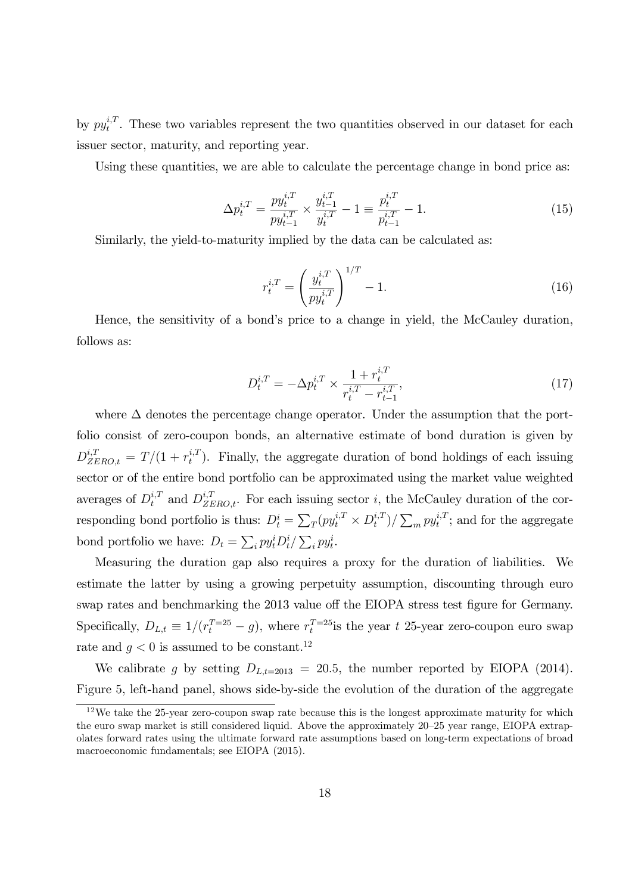by $py_t^{i,T}$. These two variables represent the two quantities observed in our dataset for each issuer sector, maturity, and reporting year.

Using these quantities, we are able to calculate the percentage change in bond price as:

$$\Delta p_t^{i,T} = \frac{py_t^{i,T}}{py_{t-1}^{i,T}} \times \frac{y_{t-1}^{i,T}}{y_t^{i,T}} - 1 \equiv \frac{p_t^{i,T}}{p_{t-1}^{i,T}} - 1. \tag{15}$$

Similarly, the yield-to-maturity implied by the data can be calculated as:

$$r_t^{i,T} = \left( \frac{y_t^{i,T}}{py_t^{i,T}} \right)^{1/T} - 1. \tag{16}$$

Hence, the sensitivity of a bond's price to a change in yield, the McCauley duration, follows as:

$$D_t^{i,T} = -\Delta p_t^{i,T} \times \frac{1 + r_t^{i,T}}{r_t^{i,T} - r_{t-1}^{i,T}}, \tag{17}$$

where $\Delta$ denotes the percentage change operator. Under the assumption that the portfolio consist of zero-coupon bonds, an alternative estimate of bond duration is given by $D_{ZERO,t}^{i,T} = T/(1 + r_t^{i,T})$. Finally, the aggregate duration of bond holdings of each issuing sector or of the entire bond portfolio can be approximated using the market value weighted averages of $D_t^{i,T}$ and $D_{ZERO,t}^{i,T}$. For each issuing sector $i$, the McCauley duration of the corresponding bond portfolio is thus: $D_t^i = \sum_T (py_t^{i,T} \times D_t^{i,T}) / \sum_m py_t^{i,T}$; and for the aggregate bond portfolio we have: $D_t = \sum_i py_t^i D_t^i / \sum_i py_t^i$.

Measuring the duration gap also requires a proxy for the duration of liabilities. We estimate the latter by using a growing perpetuity assumption, discounting through euro swap rates and benchmarking the 2013 value off the EIOPA stress test figure for Germany. Specifically, $D_{L,t} \equiv 1/(r_t^{T=25} - g)$, where $r_t^{T=25}$ is the year $t$ 25-year zero-coupon euro swap rate and $g < 0$ is assumed to be constant.[12]

We calibrate $g$ by setting $D_{L,t=2013} = 20.5$, the number reported by EIOPA (2014). Figure 5, left-hand panel, shows side-by-side the evolution of the duration of the aggregate

[12] We take the 25-year zero-coupon swap rate because this is the longest approximate maturity for which the euro swap market is still considered liquid. Above the approximately 20–25 year range, EIOPA extrapolates forward rates using the ultimate forward rate assumptions based on long-term expectations of broad macroeconomic fundamentals; see EIOPA (2015).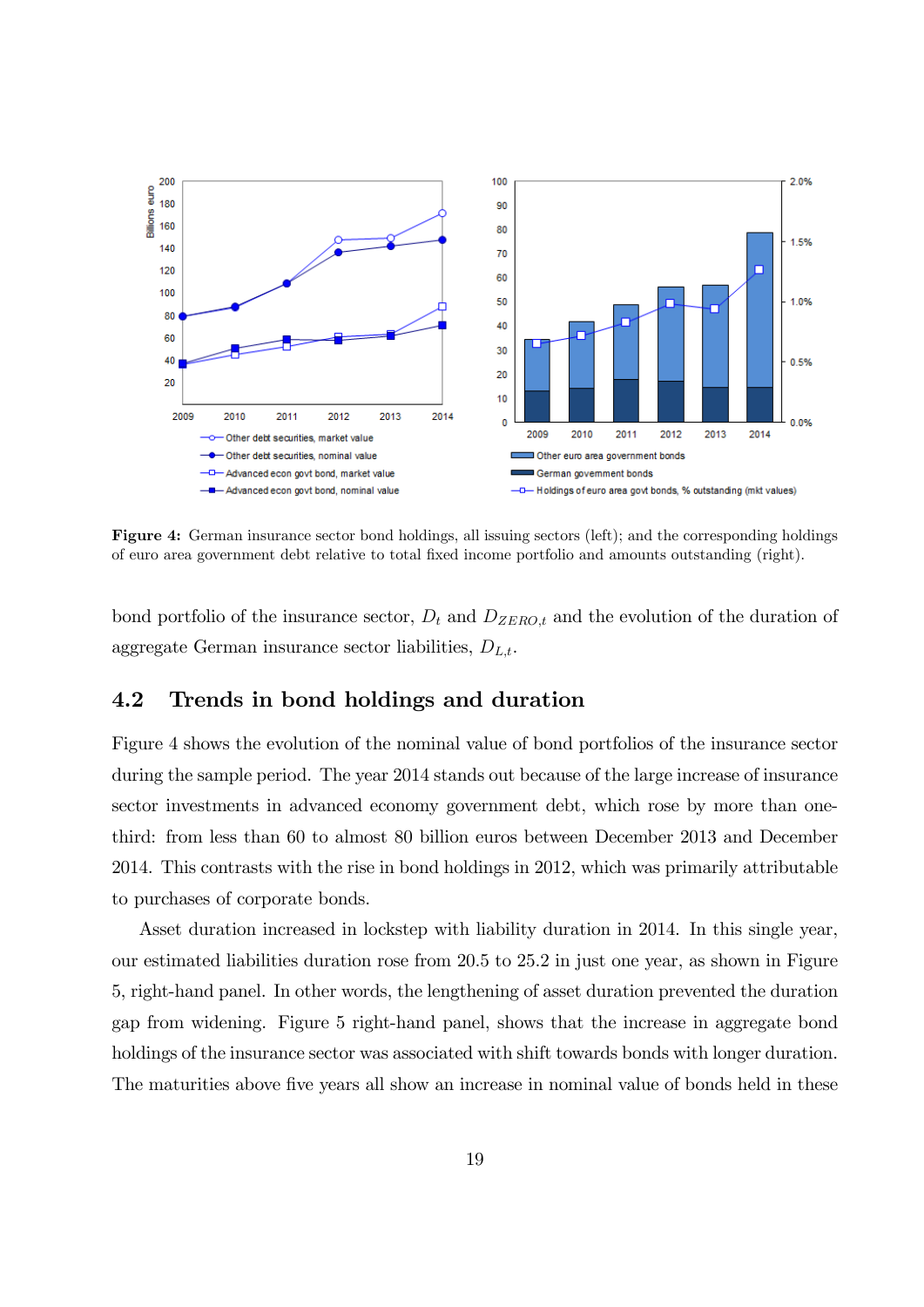**Figure 4:** German insurance sector bond holdings, all issuing sectors (left); and the corresponding holdings of euro area government debt relative to total fixed income portfolio and amounts outstanding (right).

bond portfolio of the insurance sector, $D_t$ and $D_{ZERO,t}$ and the evolution of the duration of aggregate German insurance sector liabilities, $D_{L,t}$.

## 4.2 Trends in bond holdings and duration

Figure 4 shows the evolution of the nominal value of bond portfolios of the insurance sector during the sample period. The year 2014 stands out because of the large increase of insurance sector investments in advanced economy government debt, which rose by more than one-third: from less than 60 to almost 80 billion euros between December 2013 and December 2014. This contrasts with the rise in bond holdings in 2012, which was primarily attributable to purchases of corporate bonds.

Asset duration increased in lockstep with liability duration in 2014. In this single year, our estimated liabilities duration rose from 20.5 to 25.2 in just one year, as shown in Figure 5, right-hand panel. In other words, the lengthening of asset duration prevented the duration gap from widening. Figure 5 right-hand panel, shows that the increase in aggregate bond holdings of the insurance sector was associated with shift towards bonds with longer duration. The maturities above five years all show an increase in nominal value of bonds held in these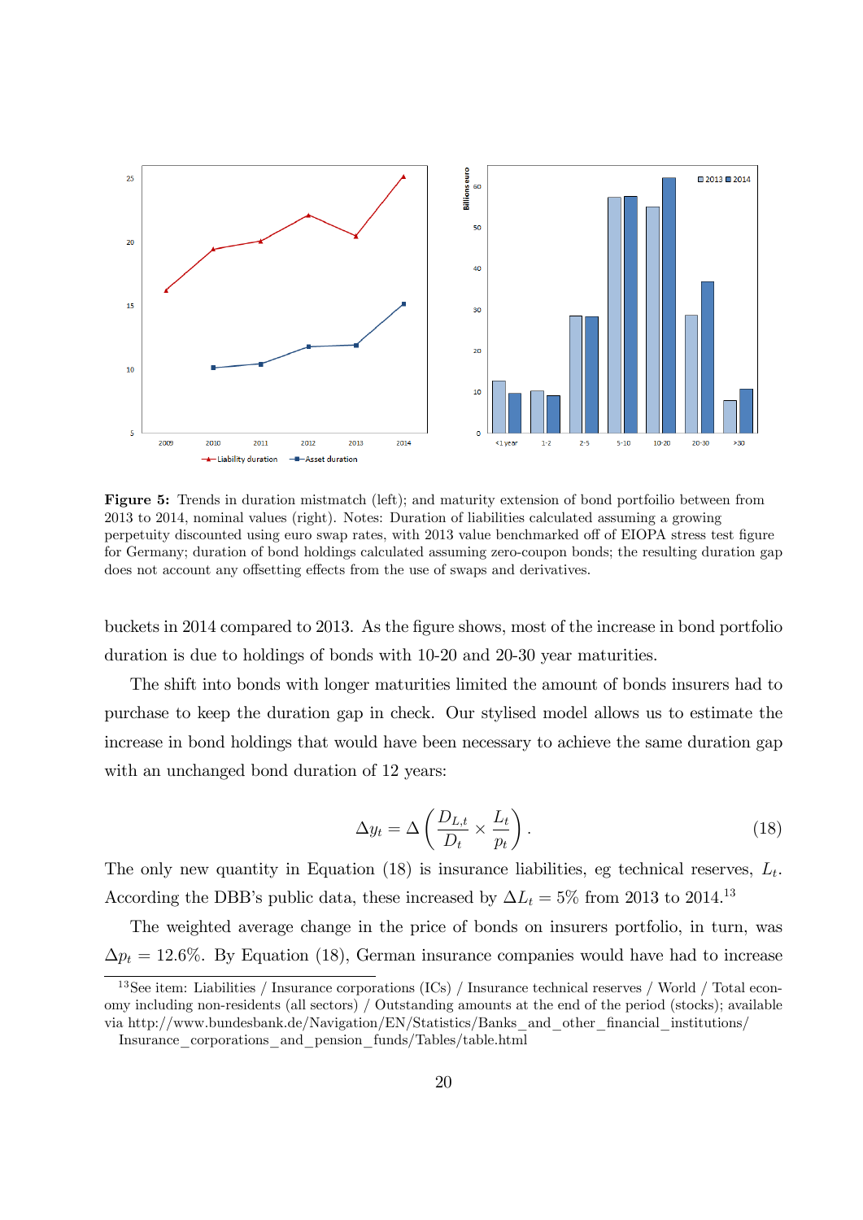**Figure 5:** Trends in duration mistmatch (left); and maturity extension of bond portfoilio between from 2013 to 2014, nominal values (right). Notes: Duration of liabilities calculated assuming a growing perpetuity discounted using euro swap rates, with 2013 value benchmarked off of EIOPA stress test figure for Germany; duration of bond holdings calculated assuming zero-coupon bonds; the resulting duration gap does not account any offsetting effects from the use of swaps and derivatives.

buckets in 2014 compared to 2013. As the figure shows, most of the increase in bond portfolio duration is due to holdings of bonds with 10-20 and 20-30 year maturities.

The shift into bonds with longer maturities limited the amount of bonds insurers had to purchase to keep the duration gap in check. Our stylised model allows us to estimate the increase in bond holdings that would have been necessary to achieve the same duration gap with an unchanged bond duration of 12 years:

$$\Delta y_t = \Delta \left( \frac{D_{L,t}}{D_t} \times \frac{L_t}{p_t} \right). \tag{18}$$

The only new quantity in Equation (18) is insurance liabilities, eg technical reserves, $L_t$. According the DBB's public data, these increased by $\Delta L_t = 5\%$ from 2013 to 2014.[13]

The weighted average change in the price of bonds on insurers portfolio, in turn, was $\Delta p_t = 12.6\%$. By Equation (18), German insurance companies would have had to increase

[13] See item: Liabilities / Insurance corporations (ICs) / Insurance technical reserves / World / Total economy including non-residents (all sectors) / Outstanding amounts at the end of the period (stocks); available via http://www.bundesbank.de/Navigation/EN/Statistics/Banks_and_other_financial_institutions/Insurance_corporations_and_pension_funds/Tables/table.html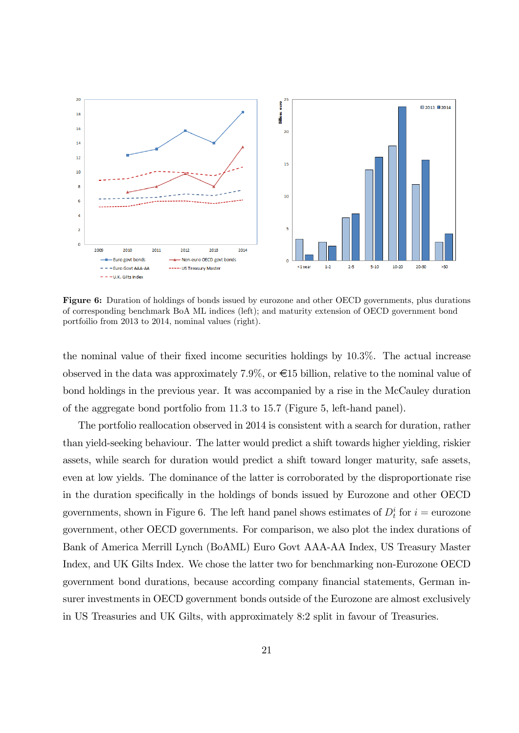**Figure 6:** Duration of holdings of bonds issued by eurozone and other OECD governments, plus durations of corresponding benchmark BoA ML indices (left); and maturity extension of OECD government bond portfoilio from 2013 to 2014, nominal values (right).

the nominal value of their fixed income securities holdings by 10.3%. The actual increase observed in the data was approximately 7.9%, or €15 billion, relative to the nominal value of bond holdings in the previous year. It was accompanied by a rise in the McCauley duration of the aggregate bond portfolio from 11.3 to 15.7 (Figure 5, left-hand panel).

The portfolio reallocation observed in 2014 is consistent with a search for duration, rather than yield-seeking behaviour. The latter would predict a shift towards higher yielding, riskier assets, while search for duration would predict a shift toward longer maturity, safe assets, even at low yields. The dominance of the latter is corroborated by the disproportionate rise in the duration specifically in the holdings of bonds issued by Eurozone and other OECD governments, shown in Figure 6. The left hand panel shows estimates of $D_t^i$ for $i$ = eurozone government, other OECD governments. For comparison, we also plot the index durations of Bank of America Merrill Lynch (BoAML) Euro Govt AAA-AA Index, US Treasury Master Index, and UK Gilts Index. We chose the latter two for benchmarking non-Eurozone OECD government bond durations, because according company financial statements, German insurer investments in OECD government bonds outside of the Eurozone are almost exclusively in US Treasuries and UK Gilts, with approximately 8:2 split in favour of Treasuries.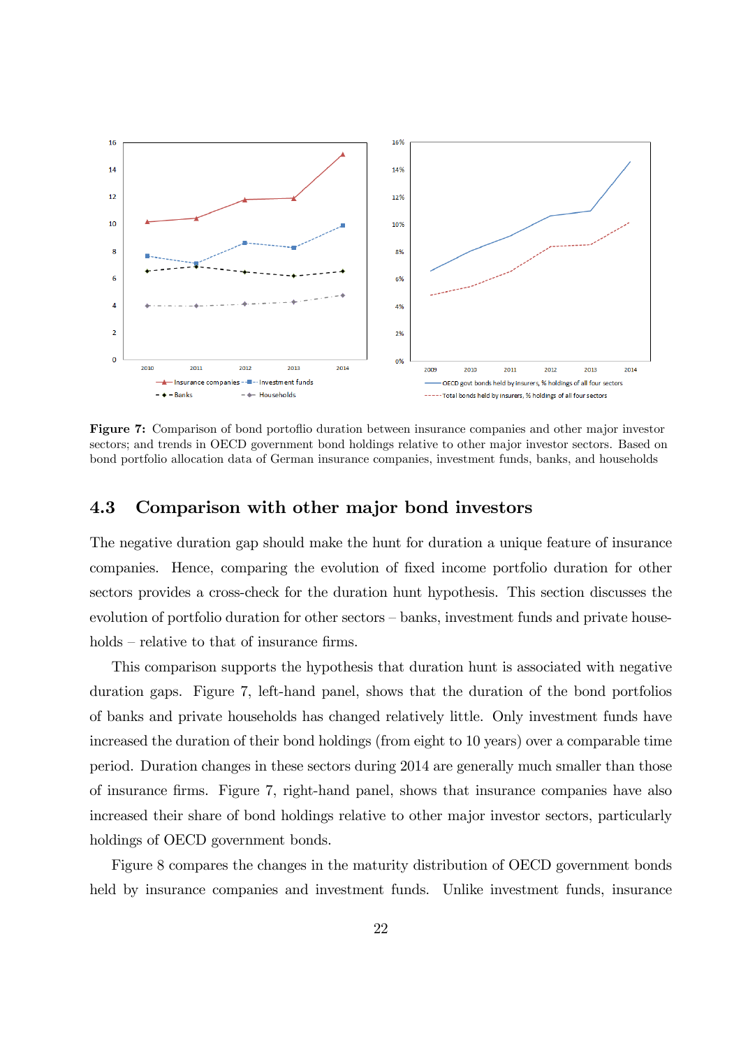**Figure 7:** Comparison of bond portoflio duration between insurance companies and other major investor sectors; and trends in OECD government bond holdings relative to other major investor sectors. Based on bond portfolio allocation data of German insurance companies, investment funds, banks, and households

## 4.3 Comparison with other major bond investors

The negative duration gap should make the hunt for duration a unique feature of insurance companies. Hence, comparing the evolution of fixed income portfolio duration for other sectors provides a cross-check for the duration hunt hypothesis. This section discusses the evolution of portfolio duration for other sectors – banks, investment funds and private households – relative to that of insurance firms.

This comparison supports the hypothesis that duration hunt is associated with negative duration gaps. Figure 7, left-hand panel, shows that the duration of the bond portfolios of banks and private households has changed relatively little. Only investment funds have increased the duration of their bond holdings (from eight to 10 years) over a comparable time period. Duration changes in these sectors during 2014 are generally much smaller than those of insurance firms. Figure 7, right-hand panel, shows that insurance companies have also increased their share of bond holdings relative to other major investor sectors, particularly holdings of OECD government bonds.

Figure 8 compares the changes in the maturity distribution of OECD government bonds held by insurance companies and investment funds. Unlike investment funds, insurance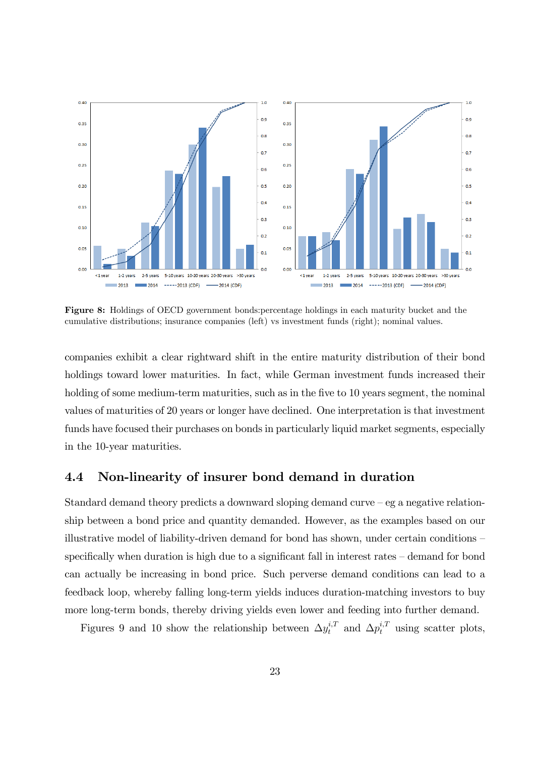**Figure 8:** Holdings of OECD government bonds:percentage holdings in each maturity bucket and the cumulative distributions; insurance companies (left) vs investment funds (right); nominal values.

companies exhibit a clear rightward shift in the entire maturity distribution of their bond holdings toward lower maturities. In fact, while German investment funds increased their holding of some medium-term maturities, such as in the five to 10 years segment, the nominal values of maturities of 20 years or longer have declined. One interpretation is that investment funds have focused their purchases on bonds in particularly liquid market segments, especially in the 10-year maturities.

## 4.4 Non-linearity of insurer bond demand in duration

Standard demand theory predicts a downward sloping demand curve – eg a negative relationship between a bond price and quantity demanded. However, as the examples based on our illustrative model of liability-driven demand for bond has shown, under certain conditions – specifically when duration is high due to a significant fall in interest rates – demand for bond can actually be increasing in bond price. Such perverse demand conditions can lead to a feedback loop, whereby falling long-term yields induces duration-matching investors to buy more long-term bonds, thereby driving yields even lower and feeding into further demand.

Figures 9 and 10 show the relationship between $\Delta y_t^{i,T}$ and $\Delta p_t^{i,T}$ using scatter plots,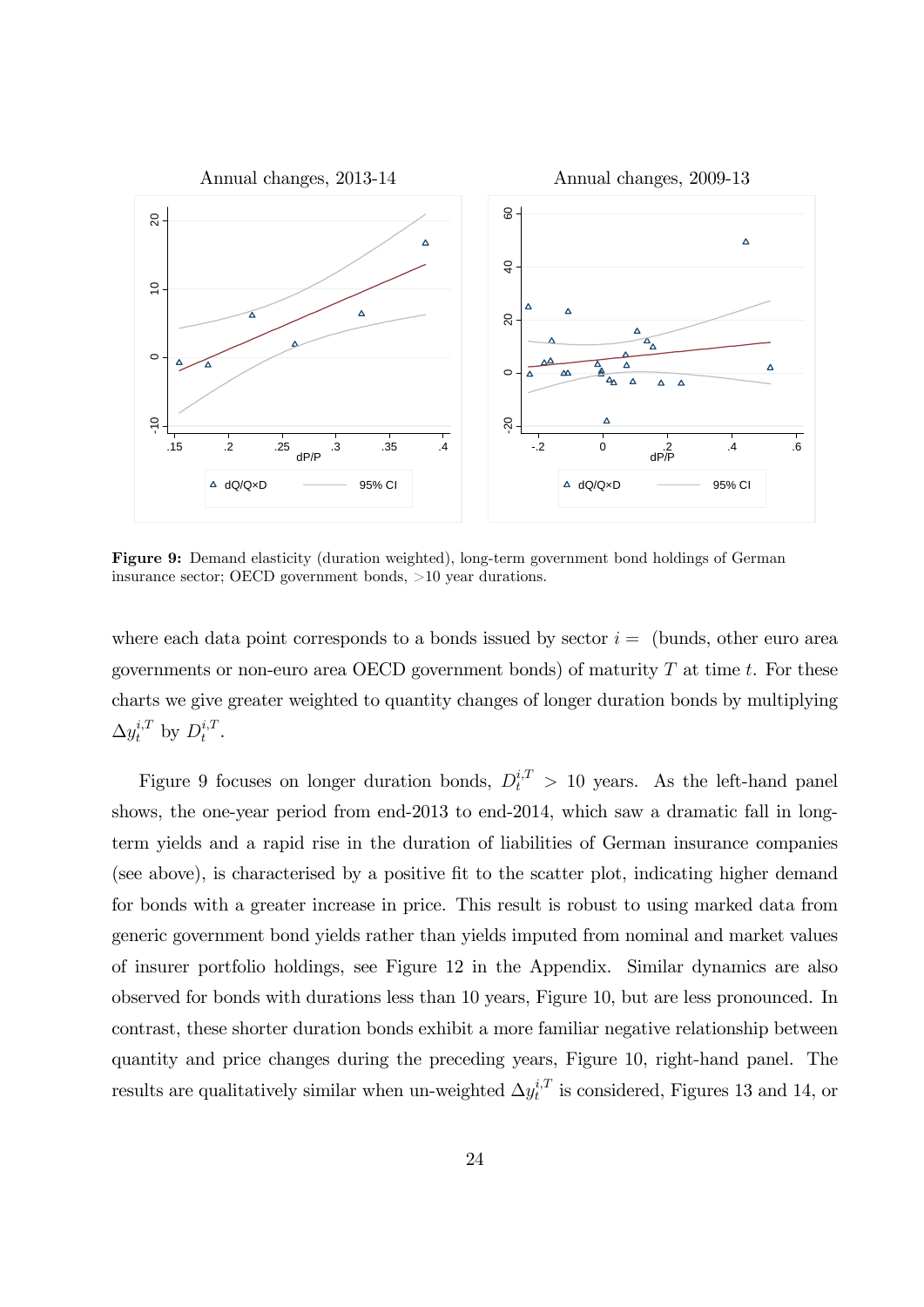**Figure 9:** Demand elasticity (duration weighted), long-term government bond holdings of German insurance sector; OECD government bonds, >10 year durations.

where each data point corresponds to a bonds issued by sector $i =$ (bunds, other euro area governments or non-euro area OECD government bonds) of maturity $T$ at time $t$. For these charts we give greater weighted to quantity changes of longer duration bonds by multiplying $\Delta y_t^{i,T}$ by $D_t^{i,T}$.

Figure 9 focuses on longer duration bonds, $D_t^{i,T} > 10$ years. As the left-hand panel shows, the one-year period from end-2013 to end-2014, which saw a dramatic fall in long-term yields and a rapid rise in the duration of liabilities of German insurance companies (see above), is characterised by a positive fit to the scatter plot, indicating higher demand for bonds with a greater increase in price. This result is robust to using marked data from generic government bond yields rather than yields imputed from nominal and market values of insurer portfolio holdings, see Figure 12 in the Appendix. Similar dynamics are also observed for bonds with durations less than 10 years, Figure 10, but are less pronounced. In contrast, these shorter duration bonds exhibit a more familiar negative relationship between quantity and price changes during the preceding years, Figure 10, right-hand panel. The results are qualitatively similar when un-weighted $\Delta y_t^{i,T}$ is considered, Figures 13 and 14, or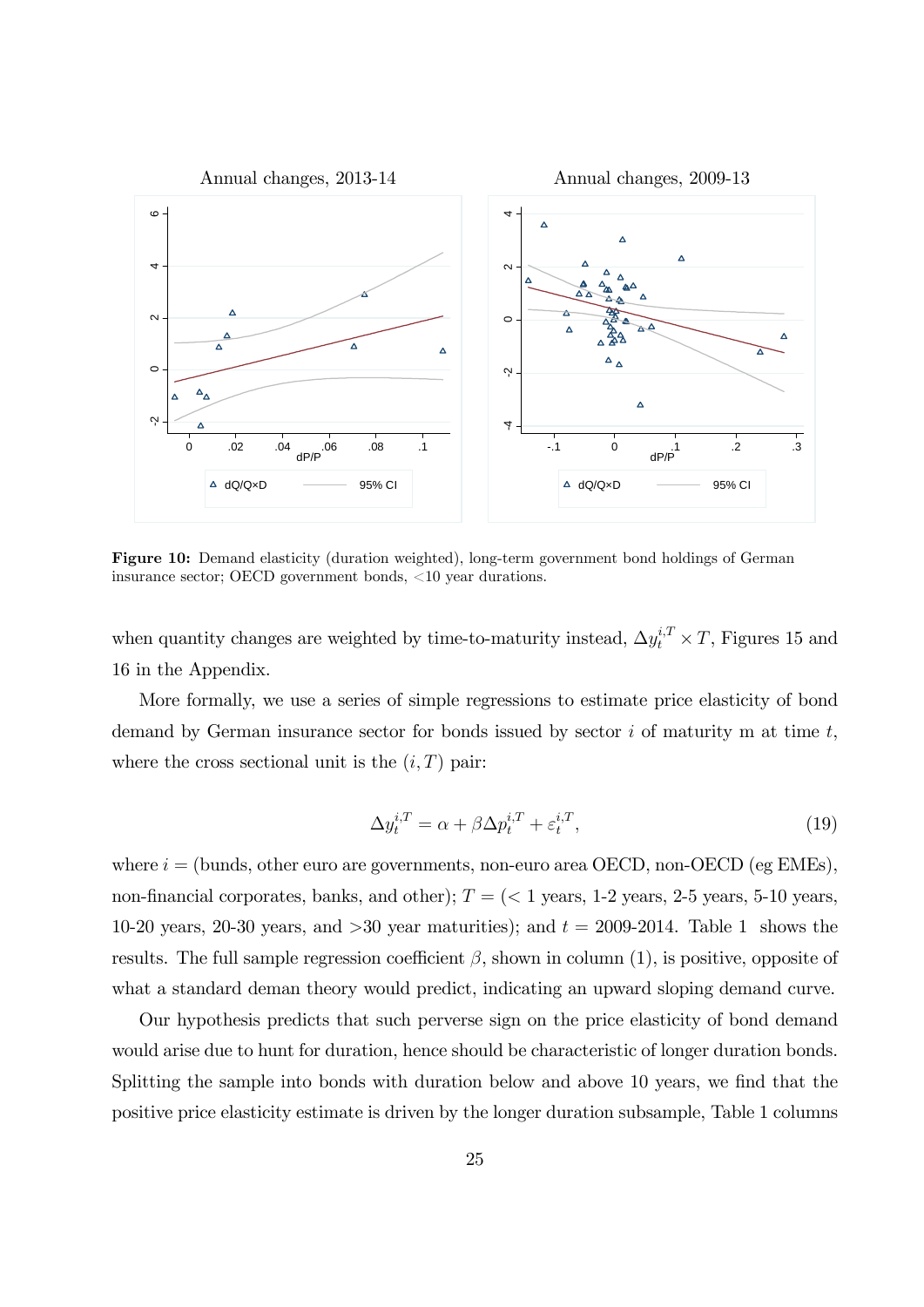**Figure 10:** Demand elasticity (duration weighted), long-term government bond holdings of German insurance sector; OECD government bonds, <10 year durations.

when quantity changes are weighted by time-to-maturity instead, $\Delta y_t^{i,T} \times T$, Figures 15 and 16 in the Appendix.

More formally, we use a series of simple regressions to estimate price elasticity of bond demand by German insurance sector for bonds issued by sector $i$ of maturity m at time $t$, where the cross sectional unit is the $(i, T)$ pair:

$$\Delta y_t^{i,T} = \alpha + \beta \Delta p_t^{i,T} + \varepsilon_t^{i,T}, \tag{19}$$

where $i$ = (bunds, other euro are governments, non-euro area OECD, non-OECD (eg EMEs), non-financial corporates, banks, and other); $T$ = (< 1 years, 1-2 years, 2-5 years, 5-10 years, 10-20 years, 20-30 years, and >30 year maturities); and $t$ = 2009-2014. Table 1 shows the results. The full sample regression coefficient $\beta$, shown in column (1), is positive, opposite of what a standard deman theory would predict, indicating an upward sloping demand curve.

Our hypothesis predicts that such perverse sign on the price elasticity of bond demand would arise due to hunt for duration, hence should be characteristic of longer duration bonds. Splitting the sample into bonds with duration below and above 10 years, we find that the positive price elasticity estimate is driven by the longer duration subsample, Table 1 columns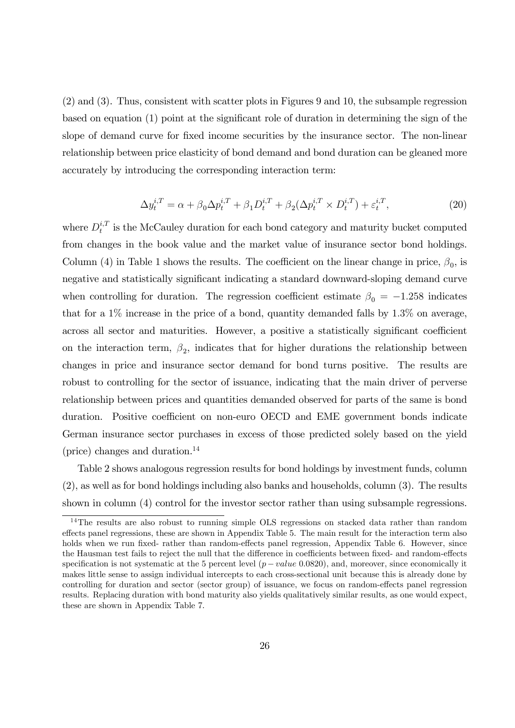(2) and (3). Thus, consistent with scatter plots in Figures 9 and 10, the subsample regression based on equation (1) point at the significant role of duration in determining the sign of the slope of demand curve for fixed income securities by the insurance sector. The non-linear relationship between price elasticity of bond demand and bond duration can be gleaned more accurately by introducing the corresponding interaction term:

$$\Delta y_t^{i,T} = \alpha + \beta_0 \Delta p_t^{i,T} + \beta_1 D_t^{i,T} + \beta_2 (\Delta p_t^{i,T} \times D_t^{i,T}) + \varepsilon_t^{i,T}, \tag{20}$$

where $D_t^{i,T}$ is the McCauley duration for each bond category and maturity bucket computed from changes in the book value and the market value of insurance sector bond holdings. Column (4) in Table 1 shows the results. The coefficient on the linear change in price, $\beta_0$, is negative and statistically significant indicating a standard downward-sloping demand curve when controlling for duration. The regression coefficient estimate $\beta_0 = -1.258$ indicates that for a 1% increase in the price of a bond, quantity demanded falls by 1.3% on average, across all sector and maturities. However, a positive a statistically significant coefficient on the interaction term, $\beta_2$, indicates that for higher durations the relationship between changes in price and insurance sector demand for bond turns positive. The results are robust to controlling for the sector of issuance, indicating that the main driver of perverse relationship between prices and quantities demanded observed for parts of the same is bond duration. Positive coefficient on non-euro OECD and EME government bonds indicate German insurance sector purchases in excess of those predicted solely based on the yield (price) changes and duration.[14]

Table 2 shows analogous regression results for bond holdings by investment funds, column (2), as well as for bond holdings including also banks and households, column (3). The results shown in column (4) control for the investor sector rather than using subsample regressions.

[14] The results are also robust to running simple OLS regressions on stacked data rather than random effects panel regressions, these are shown in Appendix Table 5. The main result for the interaction term also holds when we run fixed- rather than random-effects panel regression, Appendix Table 6. However, since the Hausman test fails to reject the null that the difference in coefficients between fixed- and random-effects specification is not systematic at the 5 percent level ($p-value$ 0.0820), and, moreover, since economically it makes little sense to assign individual intercepts to each cross-sectional unit because this is already done by controlling for duration and sector (sector group) of issuance, we focus on random-effects panel regression results. Replacing duration with bond maturity also yields qualitatively similar results, as one would expect, these are shown in Appendix Table 7.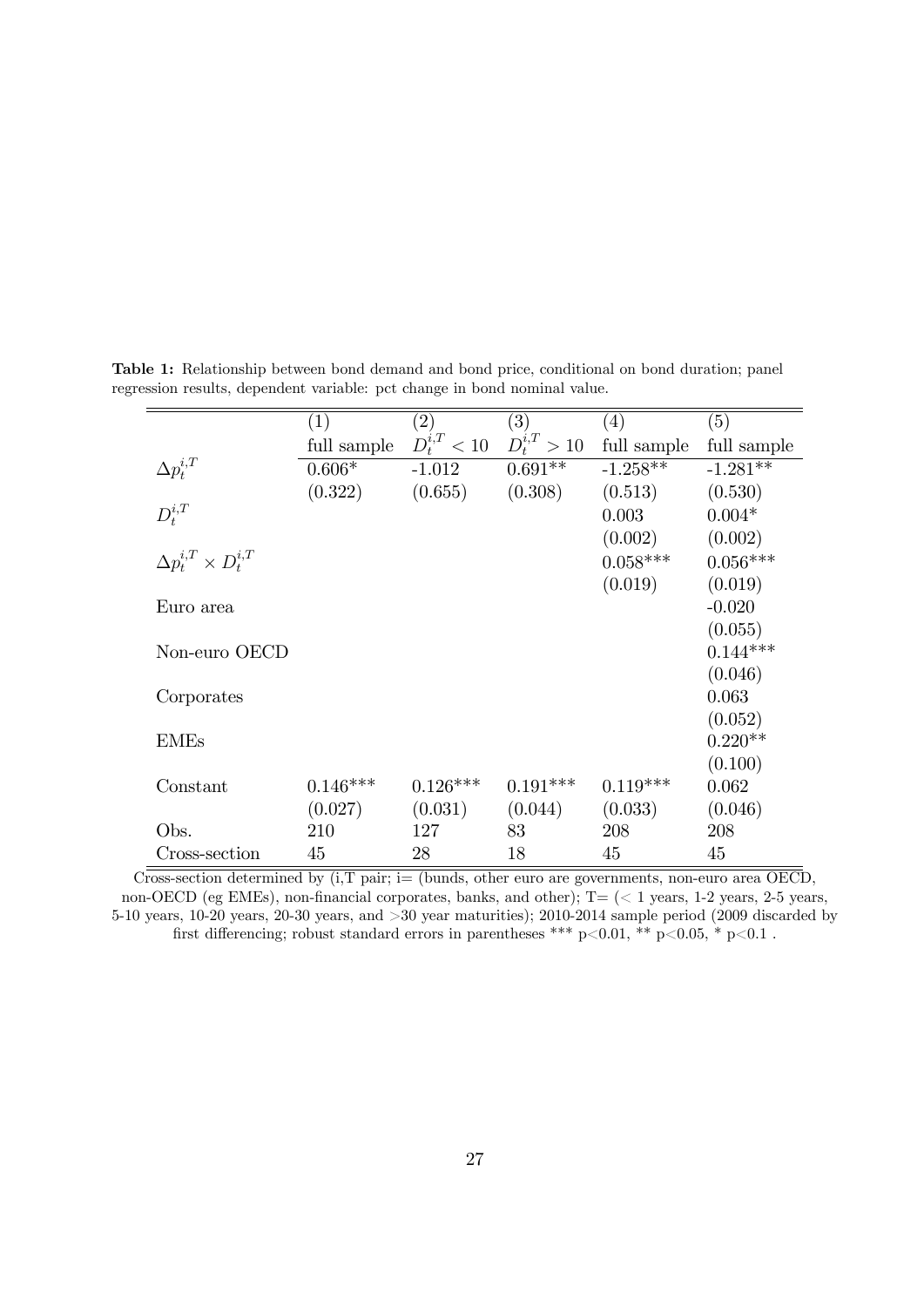**Table 1:** Relationship between bond demand and bond price, conditional on bond duration; panel regression results, dependent variable: pct change in bond nominal value.

| | (1) | (2) | (3) | (4) | (5) |
|---|---|---|---|---|---|
| | full sample | $D_t^{i,T} < 10$ | $D_t^{i,T} > 10$ | full sample | full sample |
| $\Delta p_t^{i,T}$ | 0.606* | -1.012 | 0.691** | -1.258** | -1.281** |
| | (0.322) | (0.655) | (0.308) | (0.513) | (0.530) |
| $D_t^{i,T}$ | | | | 0.003 | 0.004* |
| | | | | (0.002) | (0.002) |
| $\Delta p_t^{i,T} \times D_t^{i,T}$ | | | | 0.058*** | 0.056*** |
| | | | | (0.019) | (0.019) |
| Euro area | | | | | -0.020 |
| | | | | | (0.055) |
| Non-euro OECD | | | | | 0.144*** |
| | | | | | (0.046) |
| Corporates | | | | | 0.063 |
| | | | | | (0.052) |
| EMEs | | | | | 0.220** |
| | | | | | (0.100) |
| Constant | 0.146*** | 0.126*** | 0.191*** | 0.119*** | 0.062 |
| | (0.027) | (0.031) | (0.044) | (0.033) | (0.046) |
| Obs. | 210 | 127 | 83 | 208 | 208 |
| Cross-section | 45 | 28 | 18 | 45 | 45 |

Cross-section determined by (i,T pair; i= (bunds, other euro are governments, non-euro area OECD, non-OECD (eg EMEs), non-financial corporates, banks, and other); T= (< 1 years, 1-2 years, 2-5 years, 5-10 years, 10-20 years, 20-30 years, and >30 year maturities); 2010-2014 sample period (2009 discarded by first differencing; robust standard errors in parentheses *** $p<0.01$, ** $p<0.05$, * $p<0.1$ .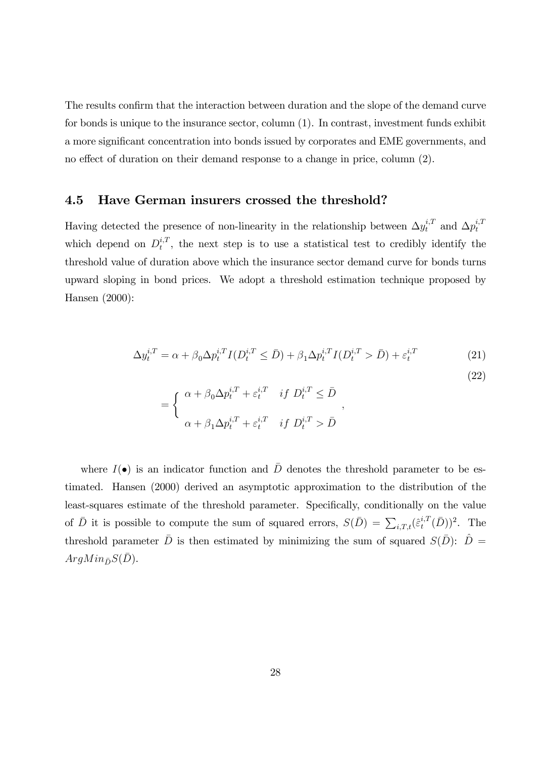The results confirm that the interaction between duration and the slope of the demand curve for bonds is unique to the insurance sector, column (1). In contrast, investment funds exhibit a more significant concentration into bonds issued by corporates and EME governments, and no effect of duration on their demand response to a change in price, column (2).

### 4.5 Have German insurers crossed the threshold?

Having detected the presence of non-linearity in the relationship between $\Delta y_t^{i,T}$ and $\Delta p_t^{i,T}$ which depend on $D_t^{i,T}$, the next step is to use a statistical test to credibly identify the threshold value of duration above which the insurance sector demand curve for bonds turns upward sloping in bond prices. We adopt a threshold estimation technique proposed by Hansen (2000):

$$\Delta y_t^{i,T} = \alpha + \beta_0 \Delta p_t^{i,T} I(D_t^{i,T} \leq \bar{D}) + \beta_1 \Delta p_t^{i,T} I(D_t^{i,T} > \bar{D}) + \varepsilon_t^{i,T} \tag{21}$$

$$= \begin{cases} \alpha + \beta_0 \Delta p_t^{i,T} + \varepsilon_t^{i,T} & if \ D_t^{i,T} \leq \bar{D} \\ \alpha + \beta_1 \Delta p_t^{i,T} + \varepsilon_t^{i,T} & if \ D_t^{i,T} > \bar{D} \end{cases}, \tag{22}$$

where $I(\bullet)$ is an indicator function and $\bar{D}$ denotes the threshold parameter to be estimated. Hansen (2000) derived an asymptotic approximation to the distribution of the least-squares estimate of the threshold parameter. Specifically, conditionally on the value of $\bar{D}$ it is possible to compute the sum of squared errors, $S(\bar{D}) = \sum_{i,T,t} (\hat{\varepsilon}_t^{i,T}(\bar{D}))^2$. The threshold parameter $\bar{D}$ is then estimated by minimizing the sum of squared $S(\bar{D})$: $\hat{D} = ArgMin_{\bar{D}} S(\bar{D})$.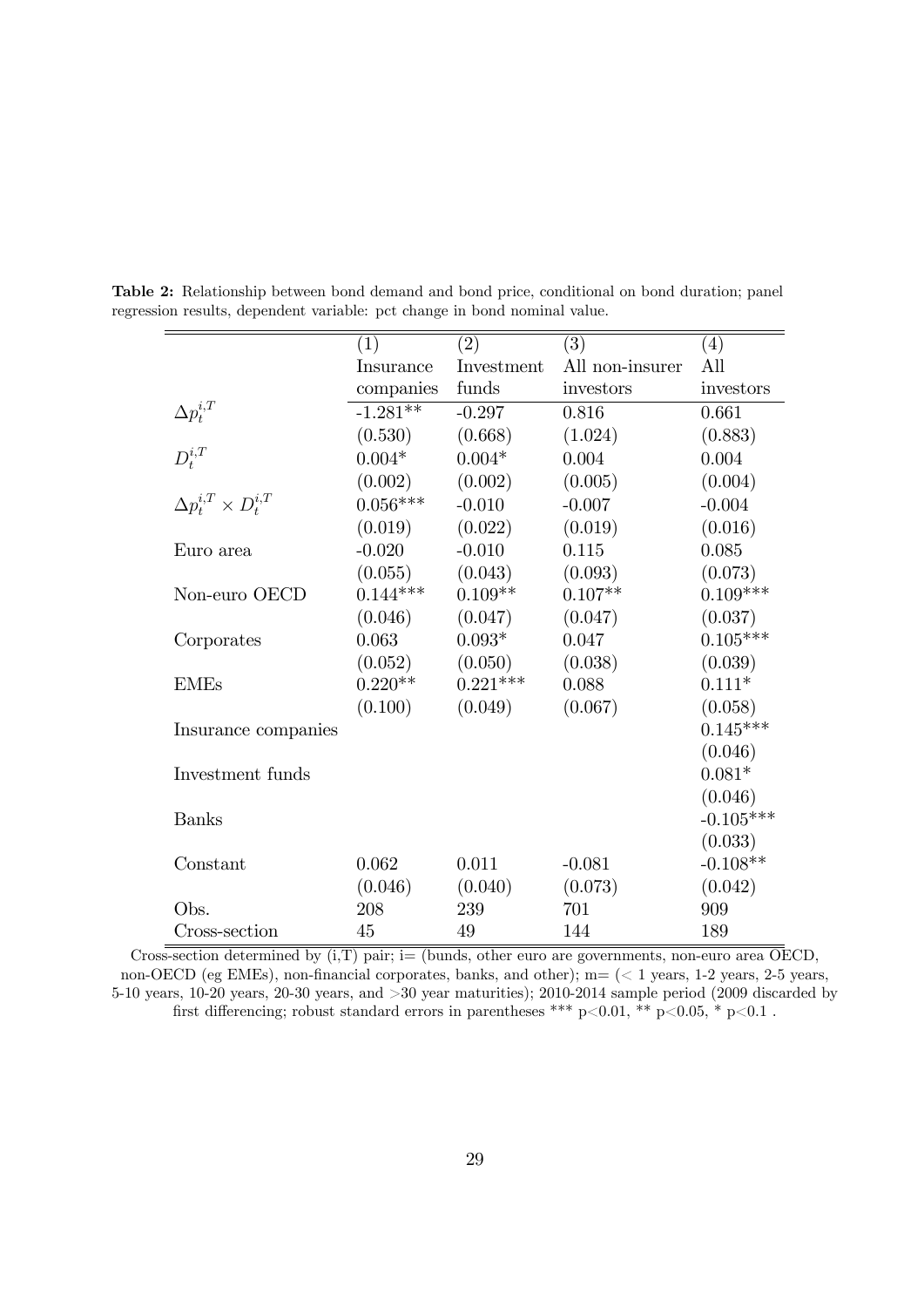**Table 2:** Relationship between bond demand and bond price, conditional on bond duration; panel regression results, dependent variable: pct change in bond nominal value.

| | (1) | (2) | (3) | (4) |
|---|---|---|---|---|
| | Insurance companies | Investment funds | All non-insurer investors | All investors |
| $\Delta p_t^{i,T}$ | -1.281** | -0.297 | 0.816 | 0.661 |
| | (0.530) | (0.668) | (1.024) | (0.883) |
| $D_t^{i,T}$ | 0.004* | 0.004* | 0.004 | 0.004 |
| | (0.002) | (0.002) | (0.005) | (0.004) |
| $\Delta p_t^{i,T} \times D_t^{i,T}$ | 0.056*** | -0.010 | -0.007 | -0.004 |
| | (0.019) | (0.022) | (0.019) | (0.016) |
| Euro area | -0.020 | -0.010 | 0.115 | 0.085 |
| | (0.055) | (0.043) | (0.093) | (0.073) |
| Non-euro OECD | 0.144*** | 0.109** | 0.107** | 0.109*** |
| | (0.046) | (0.047) | (0.047) | (0.037) |
| Corporates | 0.063 | 0.093* | 0.047 | 0.105*** |
| | (0.052) | (0.050) | (0.038) | (0.039) |
| EMEs | 0.220** | 0.221*** | 0.088 | 0.111* |
| | (0.100) | (0.049) | (0.067) | (0.058) |
| Insurance companies | | | | 0.145*** |
| | | | | (0.046) |
| Investment funds | | | | 0.081* |
| | | | | (0.046) |
| Banks | | | | -0.105*** |
| | | | | (0.033) |
| Constant | 0.062 | 0.011 | -0.081 | -0.108** |
| | (0.046) | (0.040) | (0.073) | (0.042) |
| Obs. | 208 | 239 | 701 | 909 |
| Cross-section | 45 | 49 | 144 | 189 |

Cross-section determined by (i,T) pair; i= (bunds, other euro are governments, non-euro area OECD, non-OECD (eg EMEs), non-financial corporates, banks, and other); m= (< 1 years, 1-2 years, 2-5 years, 5-10 years, 10-20 years, 20-30 years, and >30 year maturities); 2010-2014 sample period (2009 discarded by first differencing; robust standard errors in parentheses *** $p<0.01$, ** $p<0.05$, * $p<0.1$ .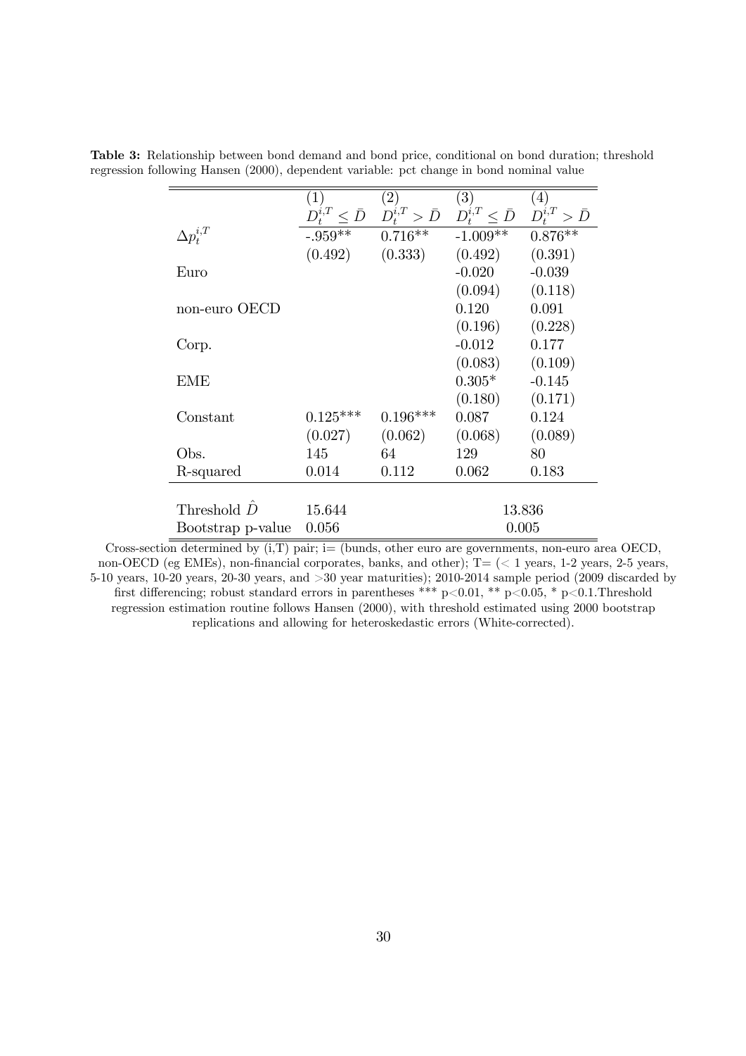**Table 3:** Relationship between bond demand and bond price, conditional on bond duration; threshold regression following Hansen (2000), dependent variable: pct change in bond nominal value

| | (1) | (2) | (3) | (4) |
|---|---|---|---|---|
| | $D_t^{i,T} \leq \bar{D}$ | $D_t^{i,T} > \bar{D}$ | $D_t^{i,T} \leq \bar{D}$ | $D_t^{i,T} > \bar{D}$ |
| $\Delta p_t^{i,T}$ | -.959** | 0.716** | -1.009** | 0.876** |
| | (0.492) | (0.333) | (0.492) | (0.391) |
| Euro | | | -0.020 | -0.039 |
| | | | (0.094) | (0.118) |
| non-euro OECD | | | 0.120 | 0.091 |
| | | | (0.196) | (0.228) |
| Corp. | | | -0.012 | 0.177 |
| | | | (0.083) | (0.109) |
| EME | | | 0.305* | -0.145 |
| | | | (0.180) | (0.171) |
| Constant | 0.125*** | 0.196*** | 0.087 | 0.124 |
| | (0.027) | (0.062) | (0.068) | (0.089) |
| Obs. | 145 | 64 | 129 | 80 |
| R-squared | 0.014 | 0.112 | 0.062 | 0.183 |
| Threshold $\hat{D}$ | 15.644 | | 13.836 | |
| Bootstrap p-value | 0.056 | | 0.005 | |

Cross-section determined by (i,T) pair; i= (bunds, other euro are governments, non-euro area OECD, non-OECD (eg EMEs), non-financial corporates, banks, and other); T= (< 1 years, 1-2 years, 2-5 years, 5-10 years, 10-20 years, 20-30 years, and >30 year maturities); 2010-2014 sample period (2009 discarded by first differencing; robust standard errors in parentheses *** p<0.01, ** p<0.05, * p<0.1.Threshold regression estimation routine follows Hansen (2000), with threshold estimated using 2000 bootstrap replications and allowing for heteroskedastic errors (White-corrected).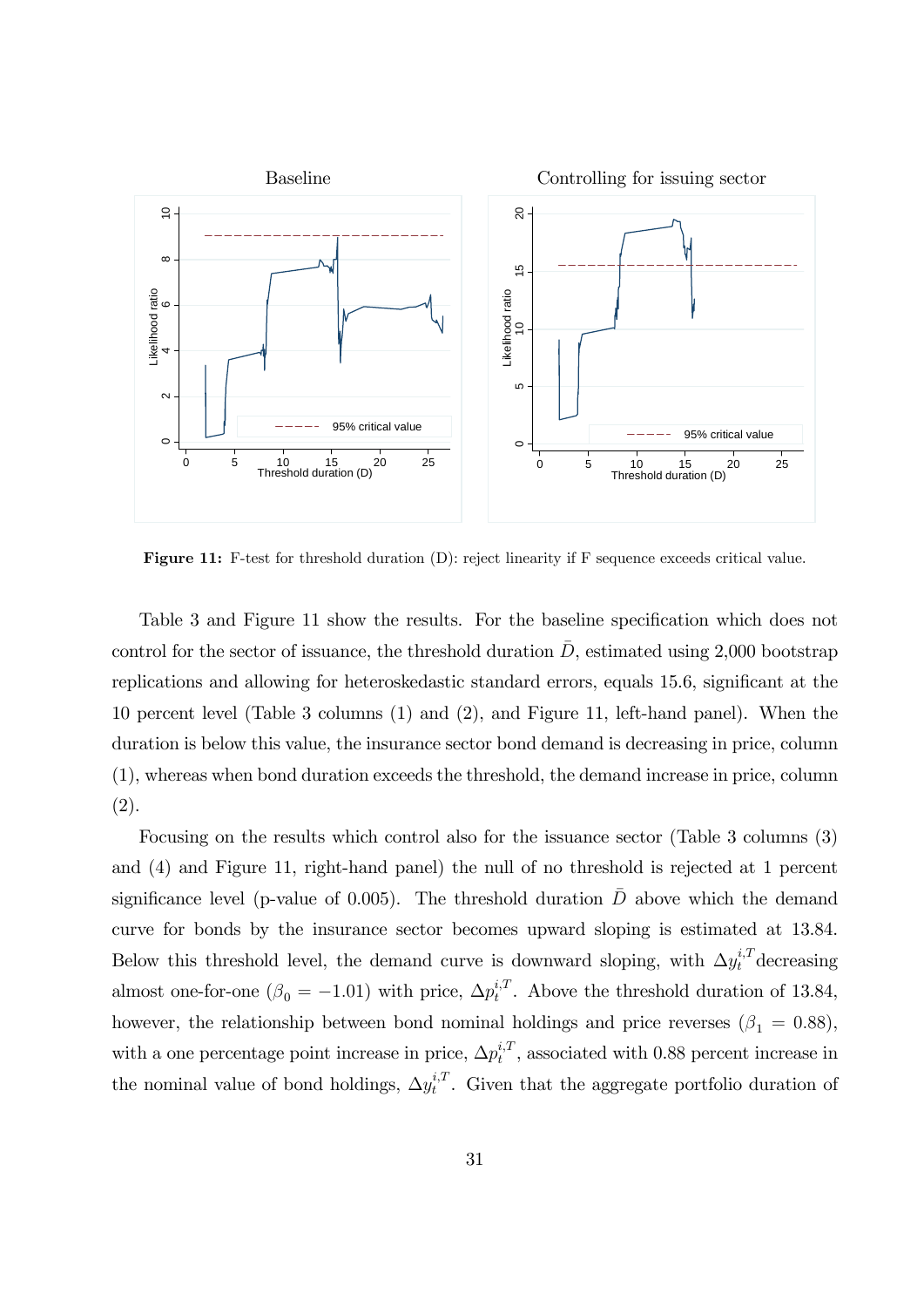**Figure 11:** F-test for threshold duration (D): reject linearity if F sequence exceeds critical value.

Table 3 and Figure 11 show the results. For the baseline specification which does not control for the sector of issuance, the threshold duration $\bar{D}$, estimated using 2,000 bootstrap replications and allowing for heteroskedastic standard errors, equals 15.6, significant at the 10 percent level (Table 3 columns (1) and (2), and Figure 11, left-hand panel). When the duration is below this value, the insurance sector bond demand is decreasing in price, column (1), whereas when bond duration exceeds the threshold, the demand increase in price, column (2).

Focusing on the results which control also for the issuance sector (Table 3 columns (3) and (4) and Figure 11, right-hand panel) the null of no threshold is rejected at 1 percent significance level (p-value of 0.005). The threshold duration $\bar{D}$ above which the demand curve for bonds by the insurance sector becomes upward sloping is estimated at 13.84. Below this threshold level, the demand curve is downward sloping, with $\Delta y_t^{i,T}$ decreasing almost one-for-one ($\beta_0 = -1.01$) with price, $\Delta p_t^{i,T}$. Above the threshold duration of 13.84, however, the relationship between bond nominal holdings and price reverses ($\beta_1 = 0.88$), with a one percentage point increase in price, $\Delta p_t^{i,T}$, associated with 0.88 percent increase in the nominal value of bond holdings, $\Delta y_t^{i,T}$. Given that the aggregate portfolio duration of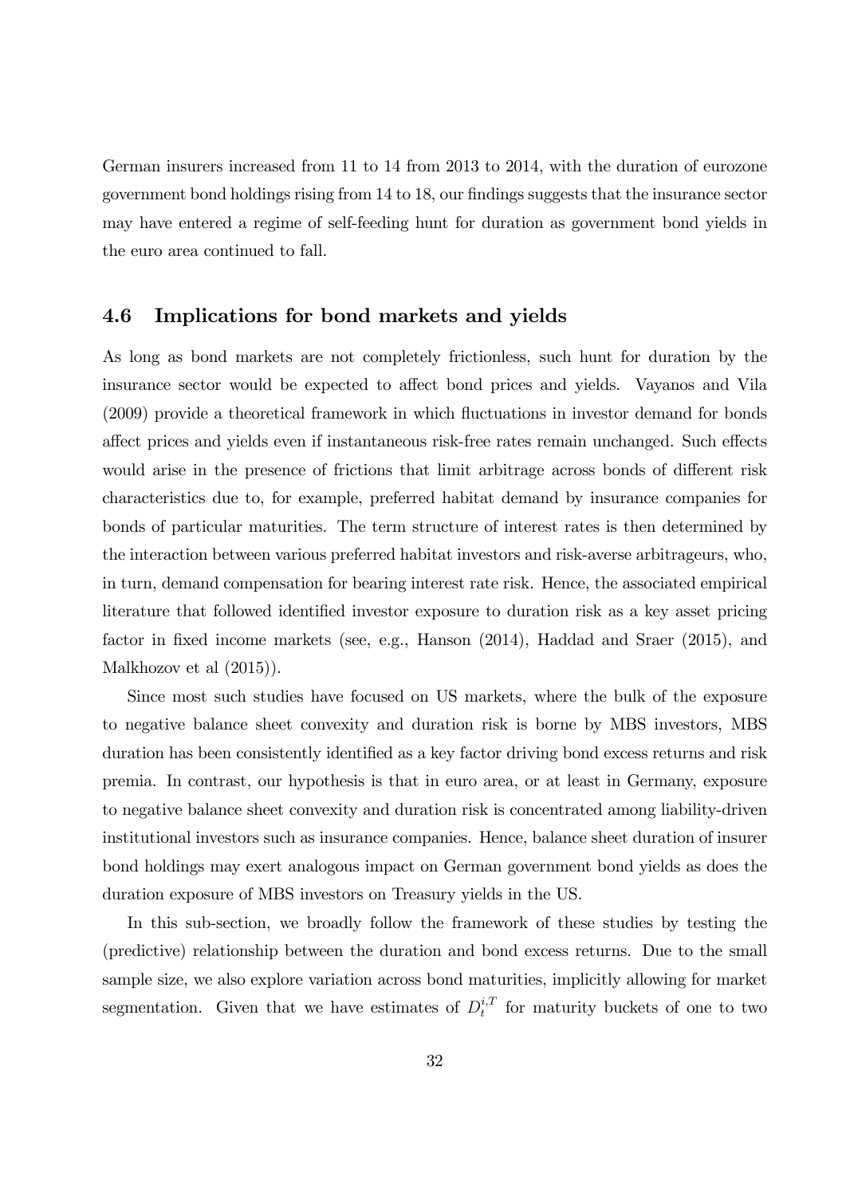German insurers increased from 11 to 14 from 2013 to 2014, with the duration of eurozone government bond holdings rising from 14 to 18, our findings suggests that the insurance sector may have entered a regime of self-feeding hunt for duration as government bond yields in the euro area continued to fall.

### 4.6 Implications for bond markets and yields

As long as bond markets are not completely frictionless, such hunt for duration by the insurance sector would be expected to affect bond prices and yields. Vayanos and Vila (2009) provide a theoretical framework in which fluctuations in investor demand for bonds affect prices and yields even if instantaneous risk-free rates remain unchanged. Such effects would arise in the presence of frictions that limit arbitrage across bonds of different risk characteristics due to, for example, preferred habitat demand by insurance companies for bonds of particular maturities. The term structure of interest rates is then determined by the interaction between various preferred habitat investors and risk-averse arbitrageurs, who, in turn, demand compensation for bearing interest rate risk. Hence, the associated empirical literature that followed identified investor exposure to duration risk as a key asset pricing factor in fixed income markets (see, e.g., Hanson (2014), Haddad and Sraer (2015), and Malkhozov et al (2015)).

Since most such studies have focused on US markets, where the bulk of the exposure to negative balance sheet convexity and duration risk is borne by MBS investors, MBS duration has been consistently identified as a key factor driving bond excess returns and risk premia. In contrast, our hypothesis is that in euro area, or at least in Germany, exposure to negative balance sheet convexity and duration risk is concentrated among liability-driven institutional investors such as insurance companies. Hence, balance sheet duration of insurer bond holdings may exert analogous impact on German government bond yields as does the duration exposure of MBS investors on Treasury yields in the US.

In this sub-section, we broadly follow the framework of these studies by testing the (predictive) relationship between the duration and bond excess returns. Due to the small sample size, we also explore variation across bond maturities, implicitly allowing for market segmentation. Given that we have estimates of $D_t^{i,T}$ for maturity buckets of one to two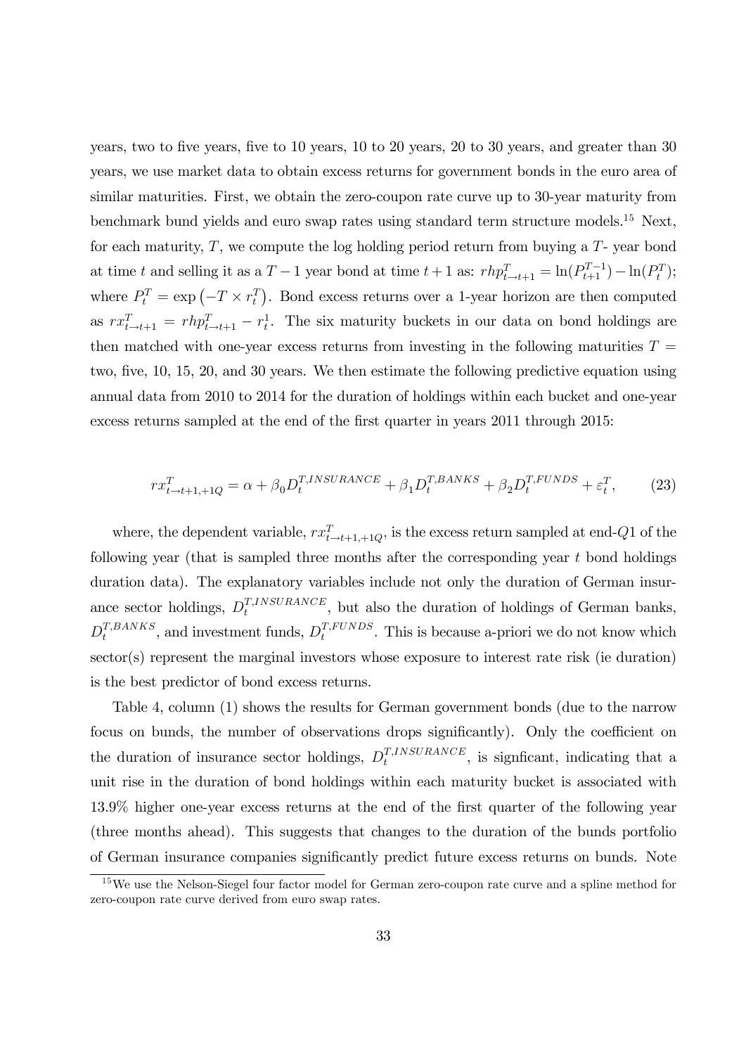years, two to five years, five to 10 years, 10 to 20 years, 20 to 30 years, and greater than 30 years, we use market data to obtain excess returns for government bonds in the euro area of similar maturities. First, we obtain the zero-coupon rate curve up to 30-year maturity from benchmark bund yields and euro swap rates using standard term structure models.[15] Next, for each maturity, $T$, we compute the log holding period return from buying a $T$- year bond at time $t$ and selling it as a $T-1$ year bond at time $t+1$ as: $rhp^{T}_{t\to t+1} = \ln(P^{T-1}_{t+1}) - \ln(P^{T}_{t})$; where $P^{T}_{t} = \exp\left(-T \times r^{T}_{t}\right)$. Bond excess returns over a 1-year horizon are then computed as $rx^{T}_{t\to t+1} = rhp^{T}_{t\to t+1} - r^{1}_{t}$. The six maturity buckets in our data on bond holdings are then matched with one-year excess returns from investing in the following maturities $T =$ two, five, 10, 15, 20, and 30 years. We then estimate the following predictive equation using annual data from 2010 to 2014 for the duration of holdings within each bucket and one-year excess returns sampled at the end of the first quarter in years 2011 through 2015:

$$rx^{T}_{t\to t+1,+1Q} = \alpha + \beta_0 D^{T,INSURANCE}_{t} + \beta_1 D^{T,BANKS}_{t} + \beta_2 D^{T,FUNDS}_{t} + \varepsilon^{T}_{t}, \tag{23}$$

where, the dependent variable, $rx^{T}_{t\to t+1,+1Q}$, is the excess return sampled at end-$Q1$ of the following year (that is sampled three months after the corresponding year $t$ bond holdings duration data). The explanatory variables include not only the duration of German insurance sector holdings, $D^{T,INSURANCE}_{t}$, but also the duration of holdings of German banks, $D^{T,BANKS}_{t}$, and investment funds, $D^{T,FUNDS}_{t}$. This is because a-priori we do not know which sector(s) represent the marginal investors whose exposure to interest rate risk (ie duration) is the best predictor of bond excess returns.

Table 4, column (1) shows the results for German government bonds (due to the narrow focus on bunds, the number of observations drops significantly). Only the coefficient on the duration of insurance sector holdings, $D^{T,INSURANCE}_{t}$, is signficant, indicating that a unit rise in the duration of bond holdings within each maturity bucket is associated with 13.9% higher one-year excess returns at the end of the first quarter of the following year (three months ahead). This suggests that changes to the duration of the bunds portfolio of German insurance companies significantly predict future excess returns on bunds. Note

[15] We use the Nelson-Siegel four factor model for German zero-coupon rate curve and a spline method for zero-coupon rate curve derived from euro swap rates.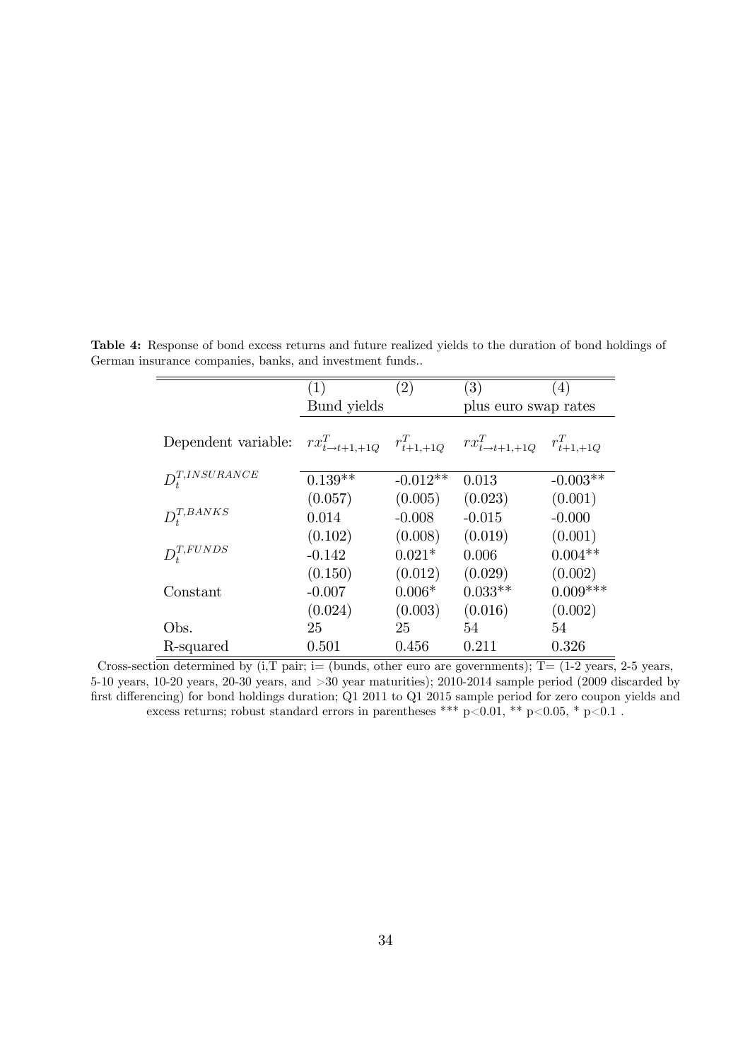**Table 4:** Response of bond excess returns and future realized yields to the duration of bond holdings of German insurance companies, banks, and investment funds..

| | (1) | (2) | (3) | (4) |
|---|---|---|---|---|
| | Bund yields | | plus euro swap rates | |
| Dependent variable: | $rx^T_{t\to t+1,+1Q}$ | $r^T_{t+1,+1Q}$ | $rx^T_{t\to t+1,+1Q}$ | $r^T_{t+1,+1Q}$ |
| $D^{T,INSURANCE}_t$ | 0.139** | -0.012** | 0.013 | -0.003** |
| | (0.057) | (0.005) | (0.023) | (0.001) |
| $D^{T,BANKS}_t$ | 0.014 | -0.008 | -0.015 | -0.000 |
| | (0.102) | (0.008) | (0.019) | (0.001) |
| $D^{T,FUNDS}_t$ | -0.142 | 0.021* | 0.006 | 0.004** |
| | (0.150) | (0.012) | (0.029) | (0.002) |
| Constant | -0.007 | 0.006* | 0.033** | 0.009*** |
| | (0.024) | (0.003) | (0.016) | (0.002) |
| Obs. | 25 | 25 | 54 | 54 |
| R-squared | 0.501 | 0.456 | 0.211 | 0.326 |

Cross-section determined by (i,T pair; i= (bunds, other euro are governments); T= (1-2 years, 2-5 years, 5-10 years, 10-20 years, 20-30 years, and >30 year maturities); 2010-2014 sample period (2009 discarded by first differencing) for bond holdings duration; Q1 2011 to Q1 2015 sample period for zero coupon yields and excess returns; robust standard errors in parentheses *** p<0.01, ** p<0.05, * p<0.1 .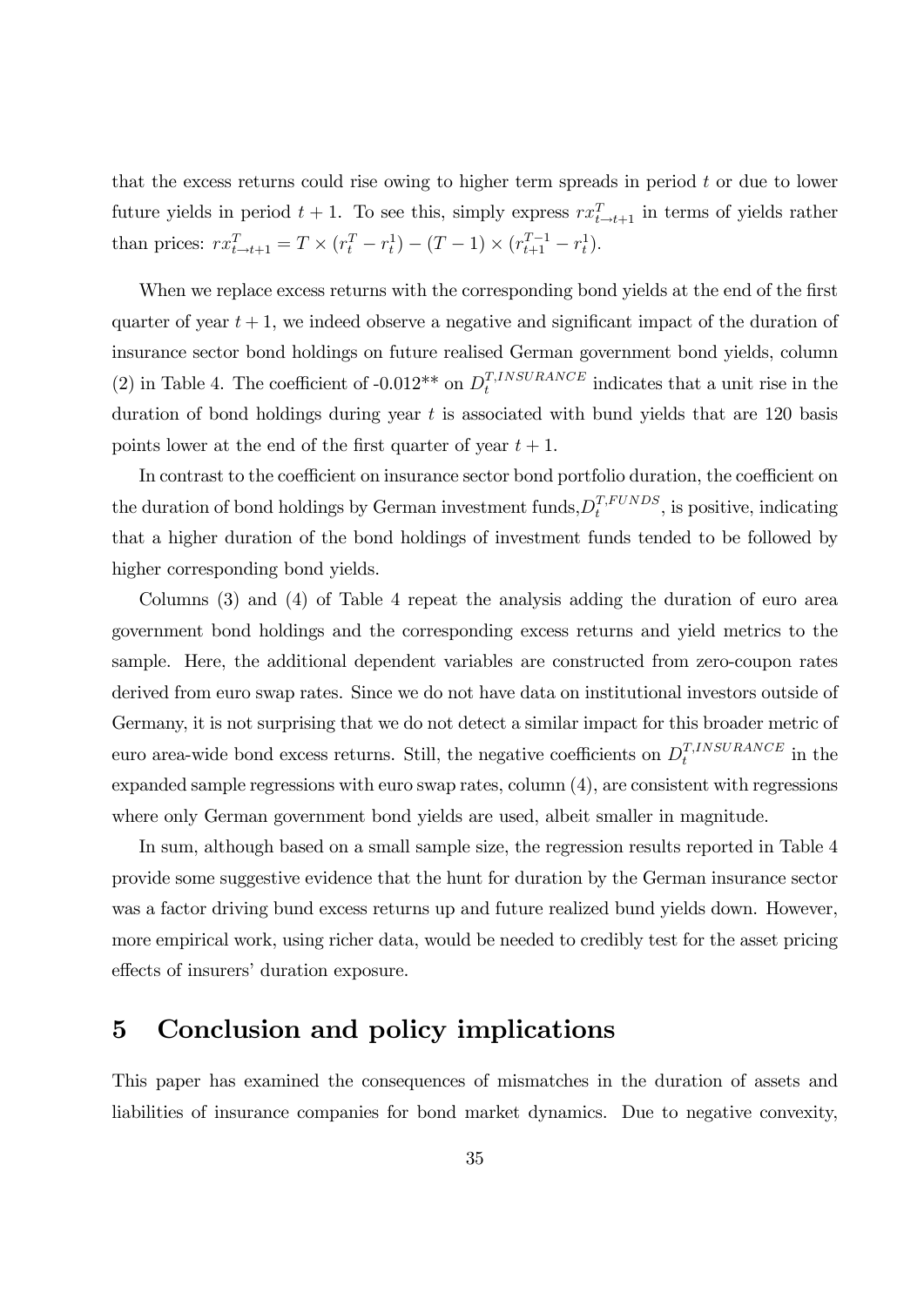that the excess returns could rise owing to higher term spreads in period $t$ or due to lower future yields in period $t+1$. To see this, simply express $rx^T_{t\to t+1}$ in terms of yields rather than prices: $rx^T_{t\to t+1} = T \times (r^T_t - r^1_t) - (T-1) \times (r^{T-1}_{t+1} - r^1_t)$.

When we replace excess returns with the corresponding bond yields at the end of the first quarter of year $t+1$, we indeed observe a negative and significant impact of the duration of insurance sector bond holdings on future realised German government bond yields, column (2) in Table 4. The coefficient of -0.012** on $D^{T,INSURANCE}_t$ indicates that a unit rise in the duration of bond holdings during year $t$ is associated with bund yields that are 120 basis points lower at the end of the first quarter of year $t+1$.

In contrast to the coefficient on insurance sector bond portfolio duration, the coefficient on the duration of bond holdings by German investment funds, $D^{T,FUNDS}_t$, is positive, indicating that a higher duration of the bond holdings of investment funds tended to be followed by higher corresponding bond yields.

Columns (3) and (4) of Table 4 repeat the analysis adding the duration of euro area government bond holdings and the corresponding excess returns and yield metrics to the sample. Here, the additional dependent variables are constructed from zero-coupon rates derived from euro swap rates. Since we do not have data on institutional investors outside of Germany, it is not surprising that we do not detect a similar impact for this broader metric of euro area-wide bond excess returns. Still, the negative coefficients on $D^{T,INSURANCE}_t$ in the expanded sample regressions with euro swap rates, column (4), are consistent with regressions where only German government bond yields are used, albeit smaller in magnitude.

In sum, although based on a small sample size, the regression results reported in Table 4 provide some suggestive evidence that the hunt for duration by the German insurance sector was a factor driving bund excess returns up and future realized bund yields down. However, more empirical work, using richer data, would be needed to credibly test for the asset pricing effects of insurers' duration exposure.

# 5 Conclusion and policy implications

This paper has examined the consequences of mismatches in the duration of assets and liabilities of insurance companies for bond market dynamics. Due to negative convexity,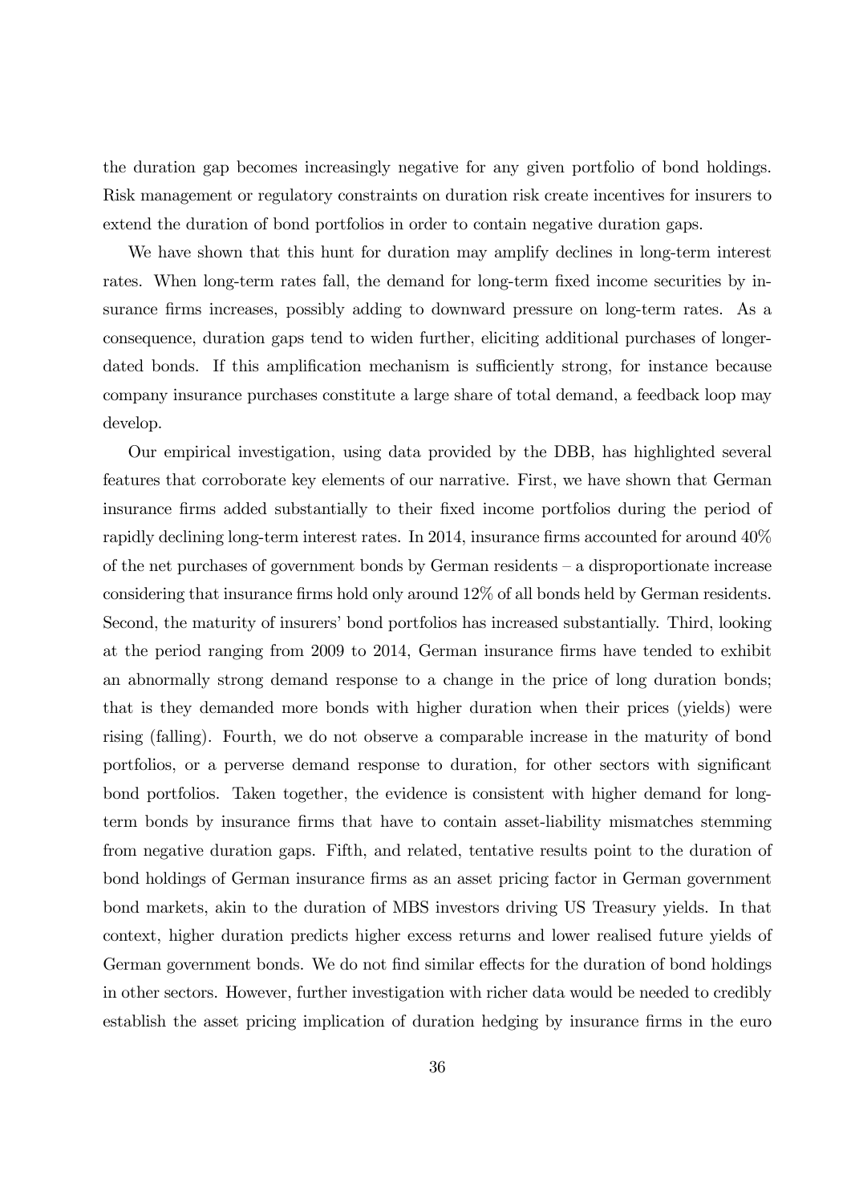the duration gap becomes increasingly negative for any given portfolio of bond holdings. Risk management or regulatory constraints on duration risk create incentives for insurers to extend the duration of bond portfolios in order to contain negative duration gaps.

We have shown that this hunt for duration may amplify declines in long-term interest rates. When long-term rates fall, the demand for long-term fixed income securities by insurance firms increases, possibly adding to downward pressure on long-term rates. As a consequence, duration gaps tend to widen further, eliciting additional purchases of longer-dated bonds. If this amplification mechanism is sufficiently strong, for instance because company insurance purchases constitute a large share of total demand, a feedback loop may develop.

Our empirical investigation, using data provided by the DBB, has highlighted several features that corroborate key elements of our narrative. First, we have shown that German insurance firms added substantially to their fixed income portfolios during the period of rapidly declining long-term interest rates. In 2014, insurance firms accounted for around 40% of the net purchases of government bonds by German residents – a disproportionate increase considering that insurance firms hold only around 12% of all bonds held by German residents. Second, the maturity of insurers' bond portfolios has increased substantially. Third, looking at the period ranging from 2009 to 2014, German insurance firms have tended to exhibit an abnormally strong demand response to a change in the price of long duration bonds; that is they demanded more bonds with higher duration when their prices (yields) were rising (falling). Fourth, we do not observe a comparable increase in the maturity of bond portfolios, or a perverse demand response to duration, for other sectors with significant bond portfolios. Taken together, the evidence is consistent with higher demand for long-term bonds by insurance firms that have to contain asset-liability mismatches stemming from negative duration gaps. Fifth, and related, tentative results point to the duration of bond holdings of German insurance firms as an asset pricing factor in German government bond markets, akin to the duration of MBS investors driving US Treasury yields. In that context, higher duration predicts higher excess returns and lower realised future yields of German government bonds. We do not find similar effects for the duration of bond holdings in other sectors. However, further investigation with richer data would be needed to credibly establish the asset pricing implication of duration hedging by insurance firms in the euro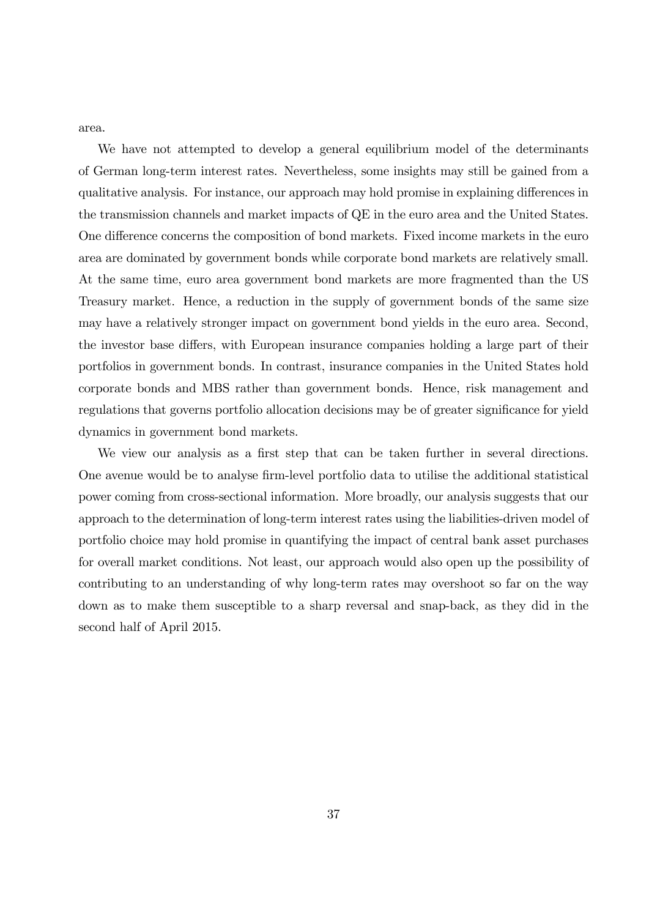area.

We have not attempted to develop a general equilibrium model of the determinants of German long-term interest rates. Nevertheless, some insights may still be gained from a qualitative analysis. For instance, our approach may hold promise in explaining differences in the transmission channels and market impacts of QE in the euro area and the United States. One difference concerns the composition of bond markets. Fixed income markets in the euro area are dominated by government bonds while corporate bond markets are relatively small. At the same time, euro area government bond markets are more fragmented than the US Treasury market. Hence, a reduction in the supply of government bonds of the same size may have a relatively stronger impact on government bond yields in the euro area. Second, the investor base differs, with European insurance companies holding a large part of their portfolios in government bonds. In contrast, insurance companies in the United States hold corporate bonds and MBS rather than government bonds. Hence, risk management and regulations that governs portfolio allocation decisions may be of greater significance for yield dynamics in government bond markets.

We view our analysis as a first step that can be taken further in several directions. One avenue would be to analyse firm-level portfolio data to utilise the additional statistical power coming from cross-sectional information. More broadly, our analysis suggests that our approach to the determination of long-term interest rates using the liabilities-driven model of portfolio choice may hold promise in quantifying the impact of central bank asset purchases for overall market conditions. Not least, our approach would also open up the possibility of contributing to an understanding of why long-term rates may overshoot so far on the way down as to make them susceptible to a sharp reversal and snap-back, as they did in the second half of April 2015.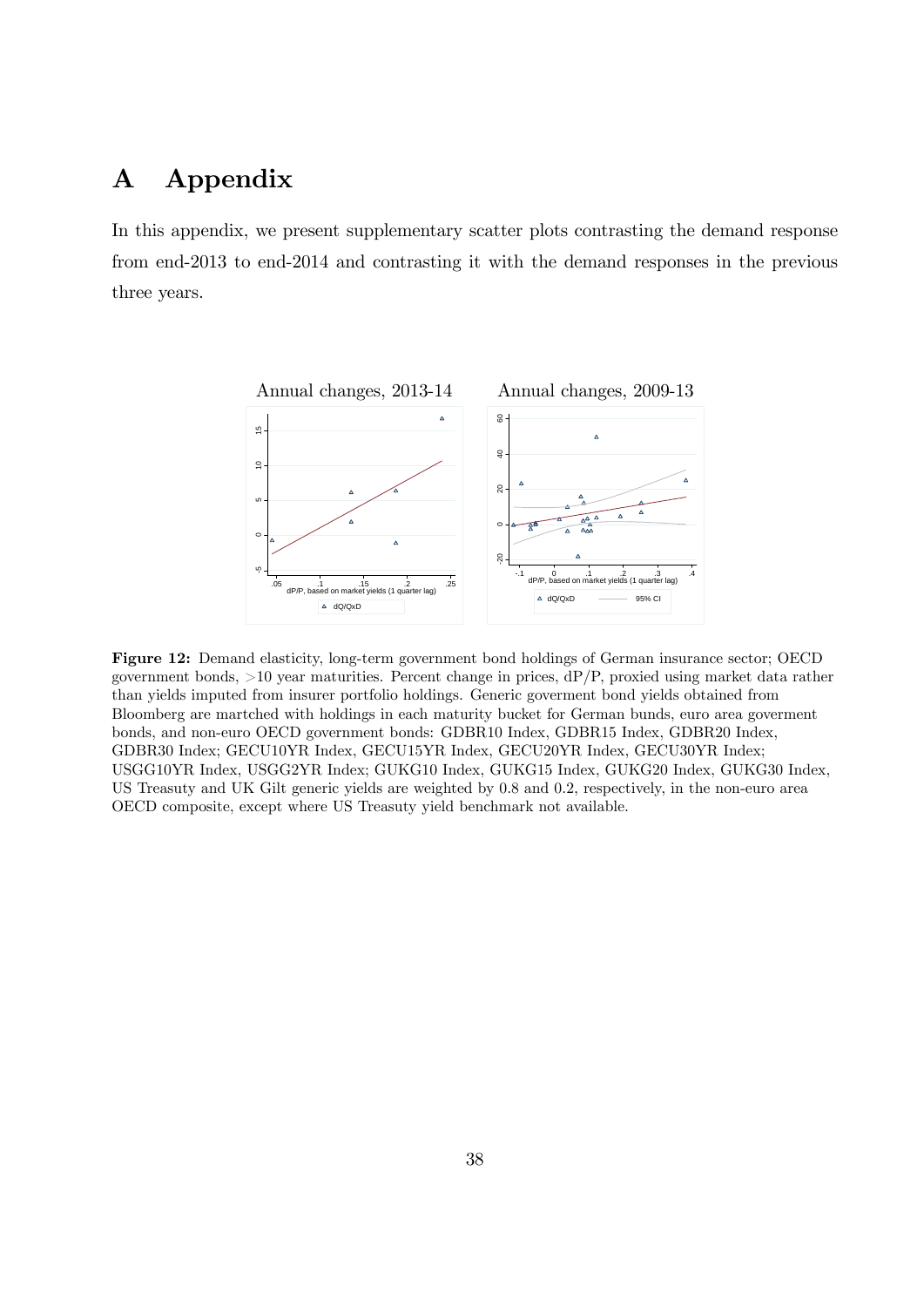# A Appendix

In this appendix, we present supplementary scatter plots contrasting the demand response from end-2013 to end-2014 and contrasting it with the demand responses in the previous three years.

**Figure 12:** Demand elasticity, long-term government bond holdings of German insurance sector; OECD government bonds, >10 year maturities. Percent change in prices, dP/P, proxied using market data rather than yields imputed from insurer portfolio holdings. Generic goverment bond yields obtained from Bloomberg are martched with holdings in each maturity bucket for German bunds, euro area goverment bonds, and non-euro OECD government bonds: GDBR10 Index, GDBR15 Index, GDBR20 Index, GDBR30 Index; GECU10YR Index, GECU15YR Index, GECU20YR Index, GECU30YR Index; USGG10YR Index, USGG2YR Index; GUKG10 Index, GUKG15 Index, GUKG20 Index, GUKG30 Index, US Treasuty and UK Gilt generic yields are weighted by 0.8 and 0.2, respectively, in the non-euro area OECD composite, except where US Treasuty yield benchmark not available.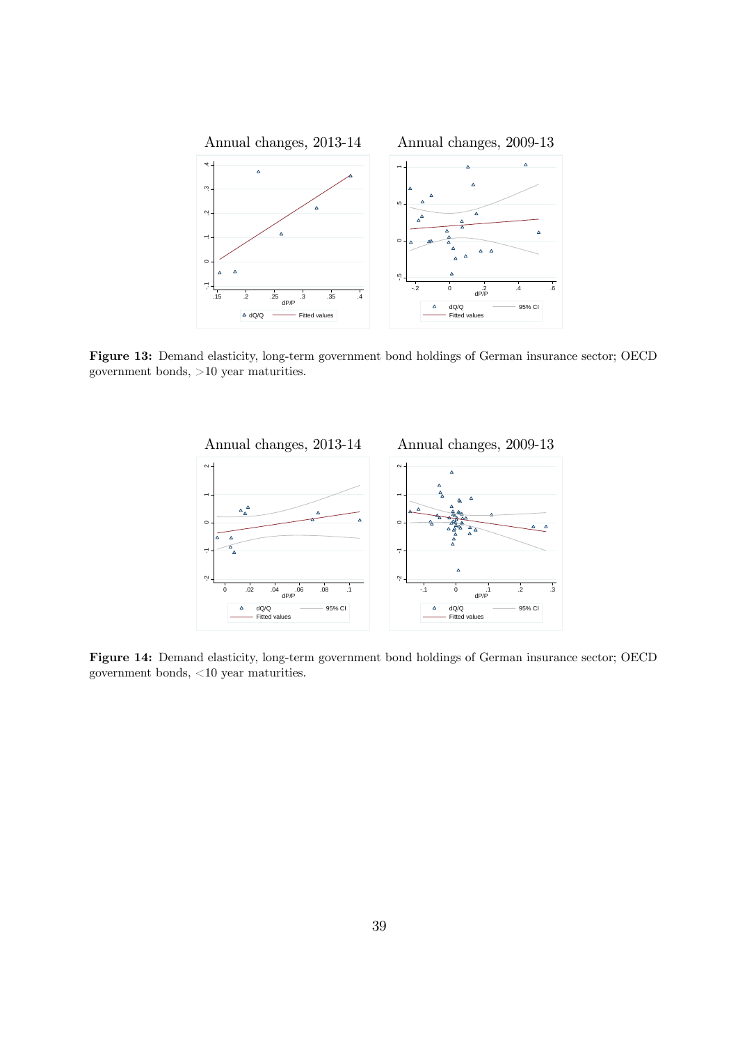Annual changes, 2013-14

Annual changes, 2009-13

**Figure 13:** Demand elasticity, long-term government bond holdings of German insurance sector; OECD government bonds, >10 year maturities.

Annual changes, 2013-14

Annual changes, 2009-13

**Figure 14:** Demand elasticity, long-term government bond holdings of German insurance sector; OECD government bonds, <10 year maturities.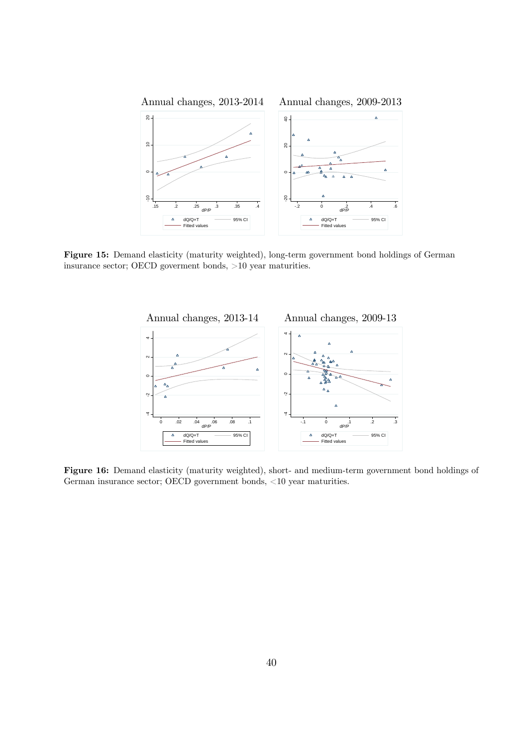**Figure 15:** Demand elasticity (maturity weighted), long-term government bond holdings of German insurance sector; OECD goverment bonds, >10 year maturities.

**Figure 16:** Demand elasticity (maturity weighted), short- and medium-term government bond holdings of German insurance sector; OECD government bonds, <10 year maturities.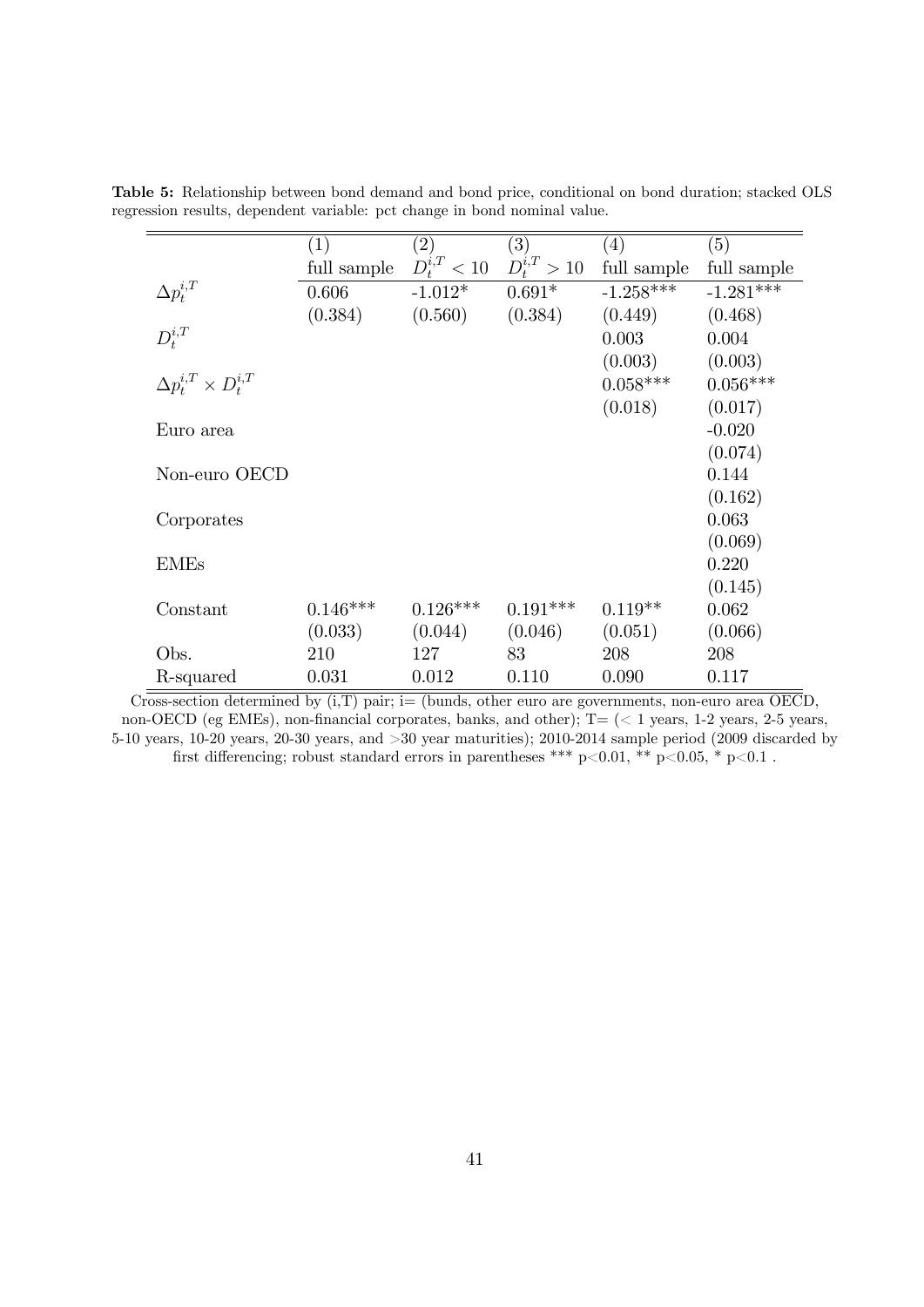**Table 5:** Relationship between bond demand and bond price, conditional on bond duration; stacked OLS regression results, dependent variable: pct change in bond nominal value.

| | (1) | (2) | (3) | (4) | (5) |
|---|---|---|---|---|---|
| | full sample | $D_t^{i,T} < 10$ | $D_t^{i,T} > 10$ | full sample | full sample |
| $\Delta p_t^{i,T}$ | 0.606 | -1.012* | 0.691* | -1.258*** | -1.281*** |
| | (0.384) | (0.560) | (0.384) | (0.449) | (0.468) |
| $D_t^{i,T}$ | | | | 0.003 | 0.004 |
| | | | | (0.003) | (0.003) |
| $\Delta p_t^{i,T} \times D_t^{i,T}$ | | | | 0.058*** | 0.056*** |
| | | | | (0.018) | (0.017) |
| Euro area | | | | | -0.020 |
| | | | | | (0.074) |
| Non-euro OECD | | | | | 0.144 |
| | | | | | (0.162) |
| Corporates | | | | | 0.063 |
| | | | | | (0.069) |
| EMEs | | | | | 0.220 |
| | | | | | (0.145) |
| Constant | 0.146*** | 0.126*** | 0.191*** | 0.119** | 0.062 |
| | (0.033) | (0.044) | (0.046) | (0.051) | (0.066) |
| Obs. | 210 | 127 | 83 | 208 | 208 |
| R-squared | 0.031 | 0.012 | 0.110 | 0.090 | 0.117 |

Cross-section determined by (i,T) pair; i= (bunds, other euro are governments, non-euro area OECD, non-OECD (eg EMEs), non-financial corporates, banks, and other); T= (< 1 years, 1-2 years, 2-5 years, 5-10 years, 10-20 years, 20-30 years, and >30 year maturities); 2010-2014 sample period (2009 discarded by first differencing; robust standard errors in parentheses *** $p<0.01$, ** $p<0.05$, * $p<0.1$ .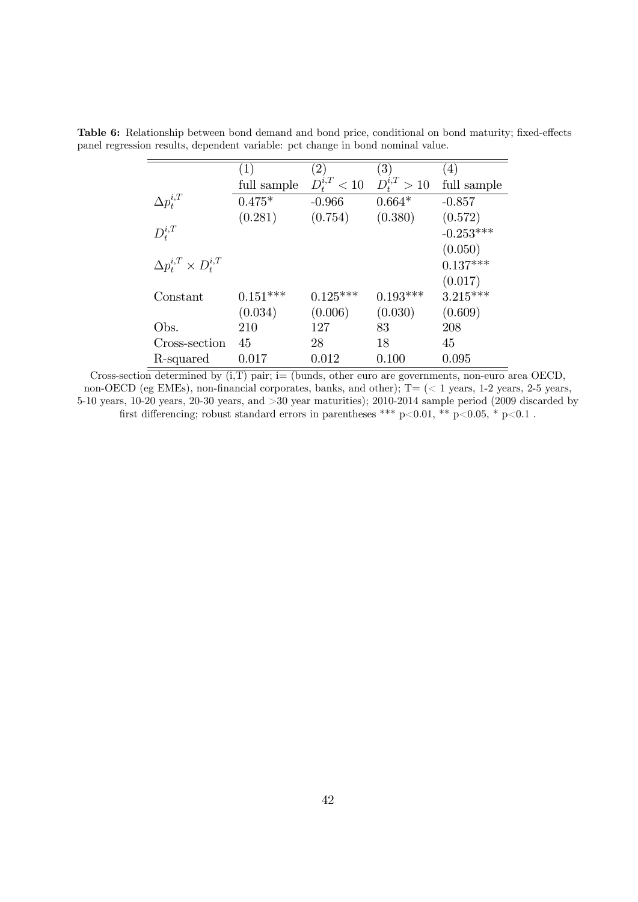**Table 6:** Relationship between bond demand and bond price, conditional on bond maturity; fixed-effects panel regression results, dependent variable: pct change in bond nominal value.

| | (1) | (2) | (3) | (4) |
|---|---|---|---|---|
| | full sample | $D_t^{i,T} < 10$ | $D_t^{i,T} > 10$ | full sample |
| $\Delta p_t^{i,T}$ | 0.475* | -0.966 | 0.664* | -0.857 |
| | (0.281) | (0.754) | (0.380) | (0.572) |
| $D_t^{i,T}$ | | | | -0.253*** |
| | | | | (0.050) |
| $\Delta p_t^{i,T} \times D_t^{i,T}$ | | | | 0.137*** |
| | | | | (0.017) |
| Constant | 0.151*** | 0.125*** | 0.193*** | 3.215*** |
| | (0.034) | (0.006) | (0.030) | (0.609) |
| Obs. | 210 | 127 | 83 | 208 |
| Cross-section | 45 | 28 | 18 | 45 |
| R-squared | 0.017 | 0.012 | 0.100 | 0.095 |

Cross-section determined by (i,T) pair; i= (bunds, other euro are governments, non-euro area OECD, non-OECD (eg EMEs), non-financial corporates, banks, and other); T= (< 1 years, 1-2 years, 2-5 years, 5-10 years, 10-20 years, 20-30 years, and >30 year maturities); 2010-2014 sample period (2009 discarded by first differencing; robust standard errors in parentheses *** p<0.01, ** p<0.05, * p<0.1 .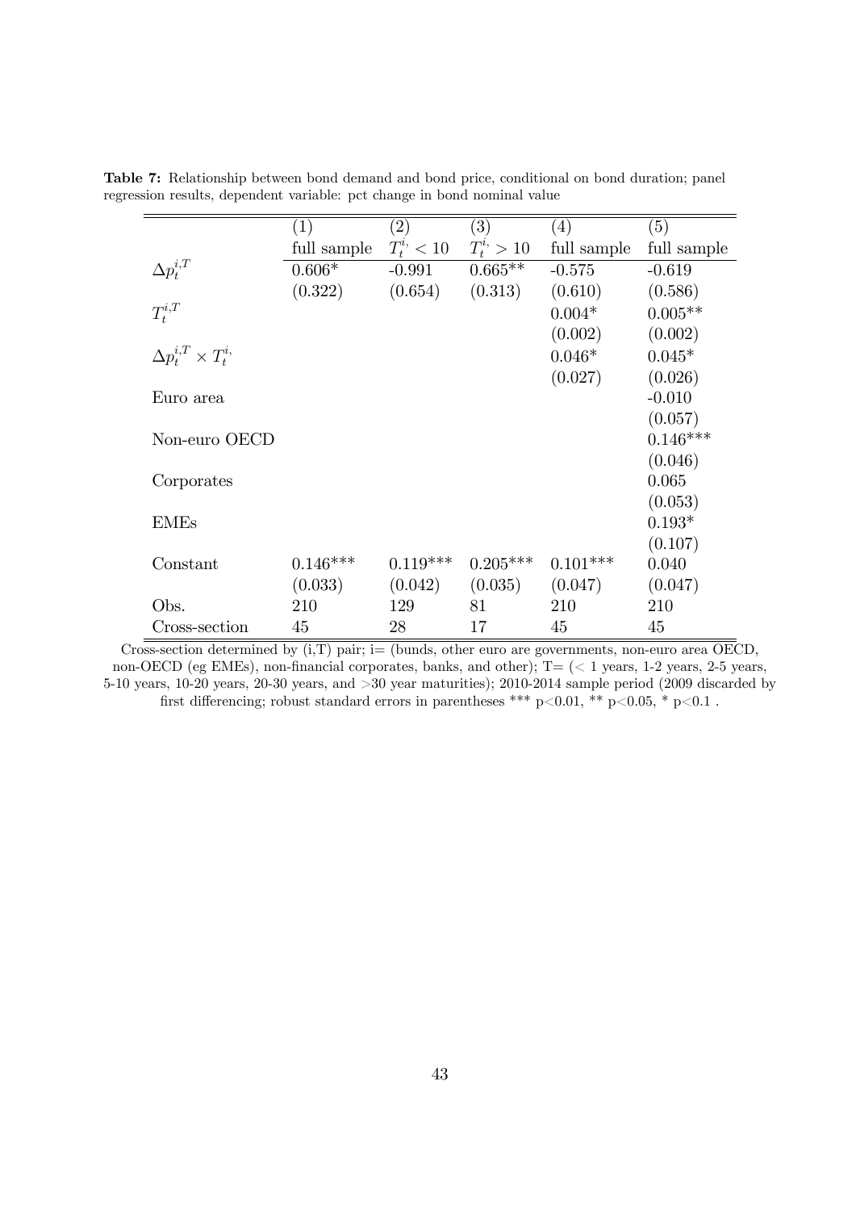**Table 7:** Relationship between bond demand and bond price, conditional on bond duration; panel regression results, dependent variable: pct change in bond nominal value

| | (1) | (2) | (3) | (4) | (5) |
|---|---|---|---|---|---|
| | full sample | $T_t^{i,} < 10$ | $T_t^{i,} > 10$ | full sample | full sample |
| $\Delta p_t^{i,T}$ | 0.606* | -0.991 | 0.665** | -0.575 | -0.619 |
| | (0.322) | (0.654) | (0.313) | (0.610) | (0.586) |
| $T_t^{i,T}$ | | | | 0.004* | 0.005** |
| | | | | (0.002) | (0.002) |
| $\Delta p_t^{i,T} \times T_t^{i,}$ | | | | 0.046* | 0.045* |
| | | | | (0.027) | (0.026) |
| Euro area | | | | | -0.010 |
| | | | | | (0.057) |
| Non-euro OECD | | | | | 0.146*** |
| | | | | | (0.046) |
| Corporates | | | | | 0.065 |
| | | | | | (0.053) |
| EMEs | | | | | 0.193* |
| | | | | | (0.107) |
| Constant | 0.146*** | 0.119*** | 0.205*** | 0.101*** | 0.040 |
| | (0.033) | (0.042) | (0.035) | (0.047) | (0.047) |
| Obs. | 210 | 129 | 81 | 210 | 210 |
| Cross-section | 45 | 28 | 17 | 45 | 45 |

Cross-section determined by (i,T) pair; i= (bunds, other euro are governments, non-euro area OECD, non-OECD (eg EMEs), non-financial corporates, banks, and other); T= (< 1 years, 1-2 years, 2-5 years, 5-10 years, 10-20 years, 20-30 years, and >30 year maturities); 2010-2014 sample period (2009 discarded by first differencing; robust standard errors in parentheses *** p<0.01, ** p<0.05, * p<0.1 .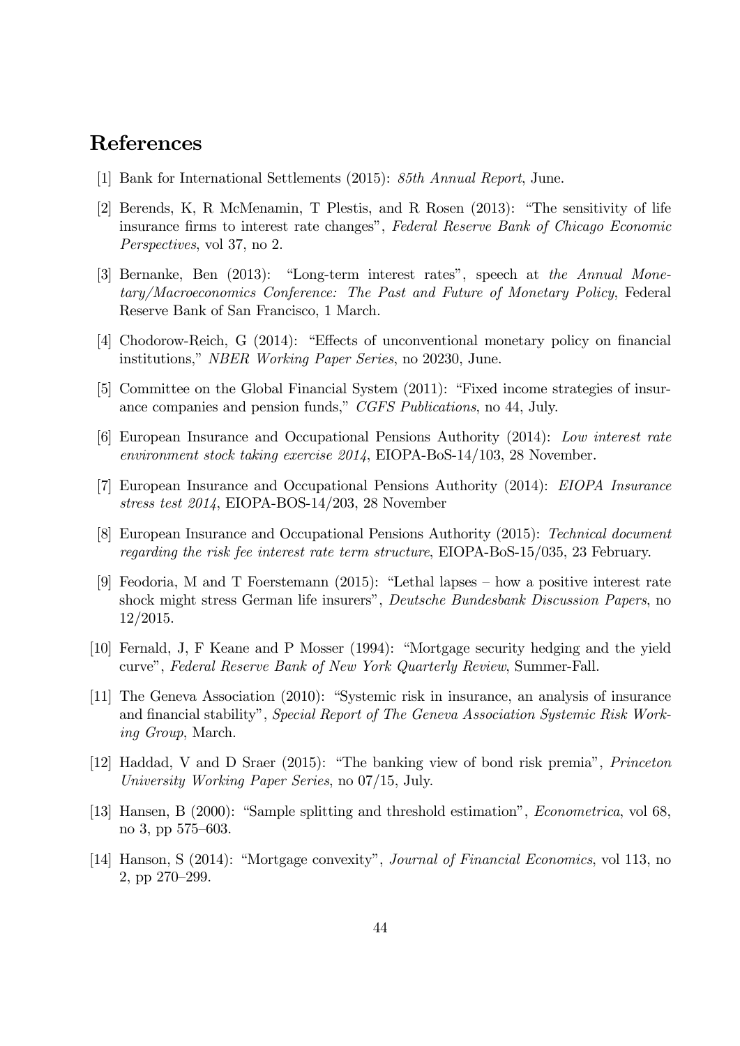# References

[1] Bank for International Settlements (2015): *85th Annual Report*, June.

[2] Berends, K, R McMenamin, T Plestis, and R Rosen (2013): "The sensitivity of life insurance firms to interest rate changes", *Federal Reserve Bank of Chicago Economic Perspectives*, vol 37, no 2.

[3] Bernanke, Ben (2013): "Long-term interest rates", speech at *the Annual Monetary/Macroeconomics Conference: The Past and Future of Monetary Policy*, Federal Reserve Bank of San Francisco, 1 March.

[4] Chodorow-Reich, G (2014): "Effects of unconventional monetary policy on financial institutions," *NBER Working Paper Series*, no 20230, June.

[5] Committee on the Global Financial System (2011): "Fixed income strategies of insurance companies and pension funds," *CGFS Publications*, no 44, July.

[6] European Insurance and Occupational Pensions Authority (2014): *Low interest rate environment stock taking exercise 2014*, EIOPA-BoS-14/103, 28 November.

[7] European Insurance and Occupational Pensions Authority (2014): *EIOPA Insurance stress test 2014*, EIOPA-BOS-14/203, 28 November

[8] European Insurance and Occupational Pensions Authority (2015): *Technical document regarding the risk fee interest rate term structure*, EIOPA-BoS-15/035, 23 February.

[9] Feodoria, M and T Foerstemann (2015): "Lethal lapses – how a positive interest rate shock might stress German life insurers", *Deutsche Bundesbank Discussion Papers*, no 12/2015.

[10] Fernald, J, F Keane and P Mosser (1994): "Mortgage security hedging and the yield curve", *Federal Reserve Bank of New York Quarterly Review*, Summer-Fall.

[11] The Geneva Association (2010): "Systemic risk in insurance, an analysis of insurance and financial stability", *Special Report of The Geneva Association Systemic Risk Working Group*, March.

[12] Haddad, V and D Sraer (2015): "The banking view of bond risk premia", *Princeton University Working Paper Series*, no 07/15, July.

[13] Hansen, B (2000): "Sample splitting and threshold estimation", *Econometrica*, vol 68, no 3, pp 575–603.

[14] Hanson, S (2014): "Mortgage convexity", *Journal of Financial Economics*, vol 113, no 2, pp 270–299.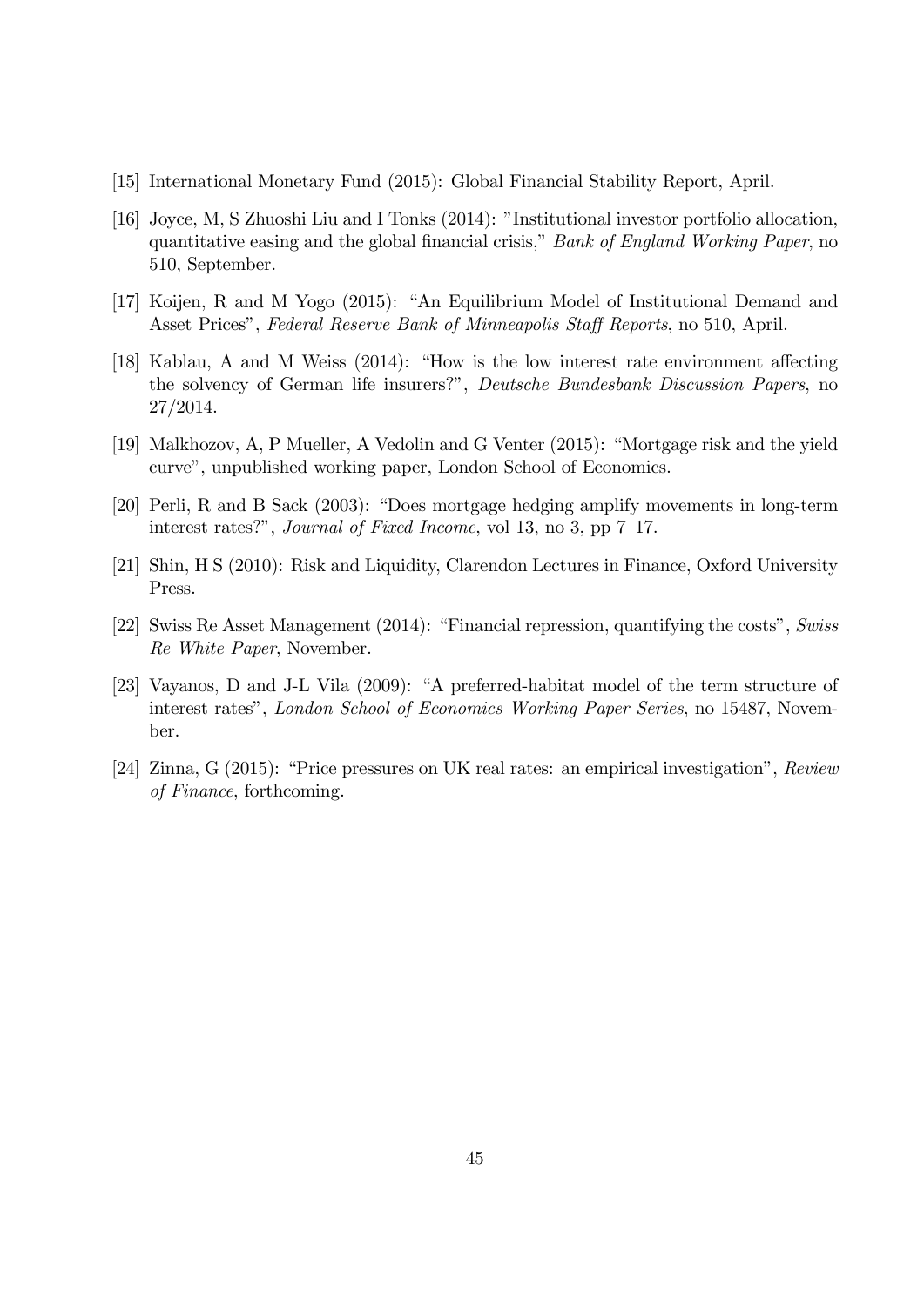[15] International Monetary Fund (2015): Global Financial Stability Report, April.

[16] Joyce, M, S Zhuoshi Liu and I Tonks (2014): "Institutional investor portfolio allocation, quantitative easing and the global financial crisis," *Bank of England Working Paper*, no 510, September.

[17] Koijen, R and M Yogo (2015): "An Equilibrium Model of Institutional Demand and Asset Prices", *Federal Reserve Bank of Minneapolis Staff Reports*, no 510, April.

[18] Kablau, A and M Weiss (2014): "How is the low interest rate environment affecting the solvency of German life insurers?", *Deutsche Bundesbank Discussion Papers*, no 27/2014.

[19] Malkhozov, A, P Mueller, A Vedolin and G Venter (2015): "Mortgage risk and the yield curve", unpublished working paper, London School of Economics.

[20] Perli, R and B Sack (2003): "Does mortgage hedging amplify movements in long-term interest rates?", *Journal of Fixed Income*, vol 13, no 3, pp 7–17.

[21] Shin, H S (2010): Risk and Liquidity, Clarendon Lectures in Finance, Oxford University Press.

[22] Swiss Re Asset Management (2014): "Financial repression, quantifying the costs", *Swiss Re White Paper*, November.

[23] Vayanos, D and J-L Vila (2009): "A preferred-habitat model of the term structure of interest rates", *London School of Economics Working Paper Series*, no 15487, November.

[24] Zinna, G (2015): "Price pressures on UK real rates: an empirical investigation", *Review of Finance*, forthcoming.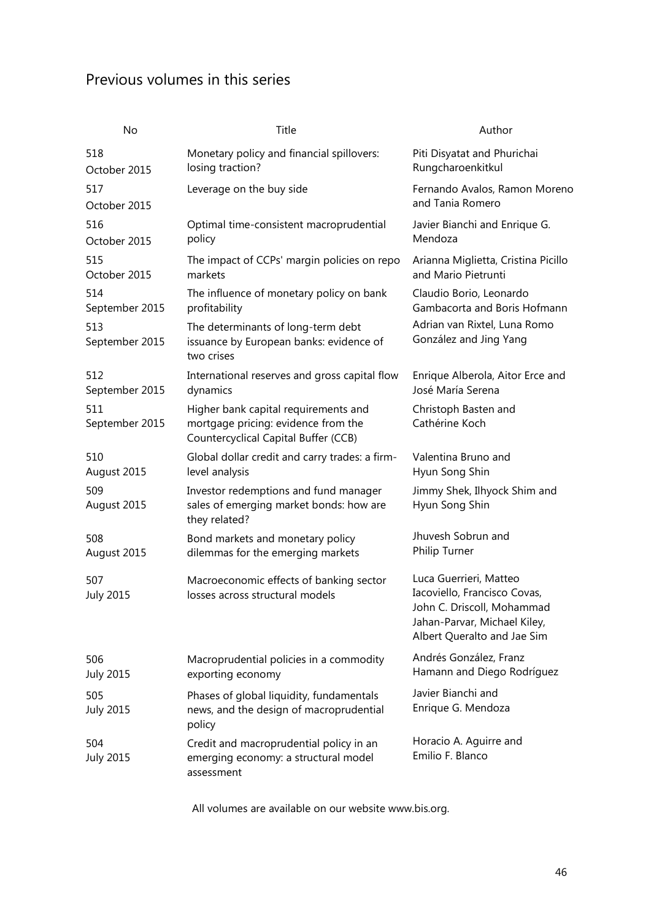## Previous volumes in this series

| No | Title | Author |
|---|---|---|
| 518<br>October 2015 | Monetary policy and financial spillovers: losing traction? | Piti Disyatat and Phurichai Rungcharoenkitkul |
| 517<br>October 2015 | Leverage on the buy side | Fernando Avalos, Ramon Moreno and Tania Romero |
| 516<br>October 2015 | Optimal time-consistent macroprudential policy | Javier Bianchi and Enrique G. Mendoza |
| 515<br>October 2015 | The impact of CCPs' margin policies on repo markets | Arianna Miglietta, Cristina Picillo and Mario Pietrunti |
| 514<br>September 2015 | The influence of monetary policy on bank profitability | Claudio Borio, Leonardo Gambacorta and Boris Hofmann |
| 513<br>September 2015 | The determinants of long-term debt issuance by European banks: evidence of two crises | Adrian van Rixtel, Luna Romo González and Jing Yang |
| 512<br>September 2015 | International reserves and gross capital flow dynamics | Enrique Alberola, Aitor Erce and José María Serena |
| 511<br>September 2015 | Higher bank capital requirements and mortgage pricing: evidence from the Countercyclical Capital Buffer (CCB) | Christoph Basten and Cathérine Koch |
| 510<br>August 2015 | Global dollar credit and carry trades: a firm-level analysis | Valentina Bruno and Hyun Song Shin |
| 509<br>August 2015 | Investor redemptions and fund manager sales of emerging market bonds: how are they related? | Jimmy Shek, Ilhyock Shim and Hyun Song Shin |
| 508<br>August 2015 | Bond markets and monetary policy dilemmas for the emerging markets | Jhuvesh Sobrun and Philip Turner |
| 507<br>July 2015 | Macroeconomic effects of banking sector losses across structural models | Luca Guerrieri, Matteo Iacoviello, Francisco Covas, John C. Driscoll, Mohammad Jahan-Parvar, Michael Kiley, Albert Queralto and Jae Sim |
| 506<br>July 2015 | Macroprudential policies in a commodity exporting economy | Andrés González, Franz Hamann and Diego Rodríguez |
| 505<br>July 2015 | Phases of global liquidity, fundamentals news, and the design of macroprudential policy | Javier Bianchi and Enrique G. Mendoza |
| 504<br>July 2015 | Credit and macroprudential policy in an emerging economy: a structural model assessment | Horacio A. Aguirre and Emilio F. Blanco |

All volumes are available on our website www.bis.org.